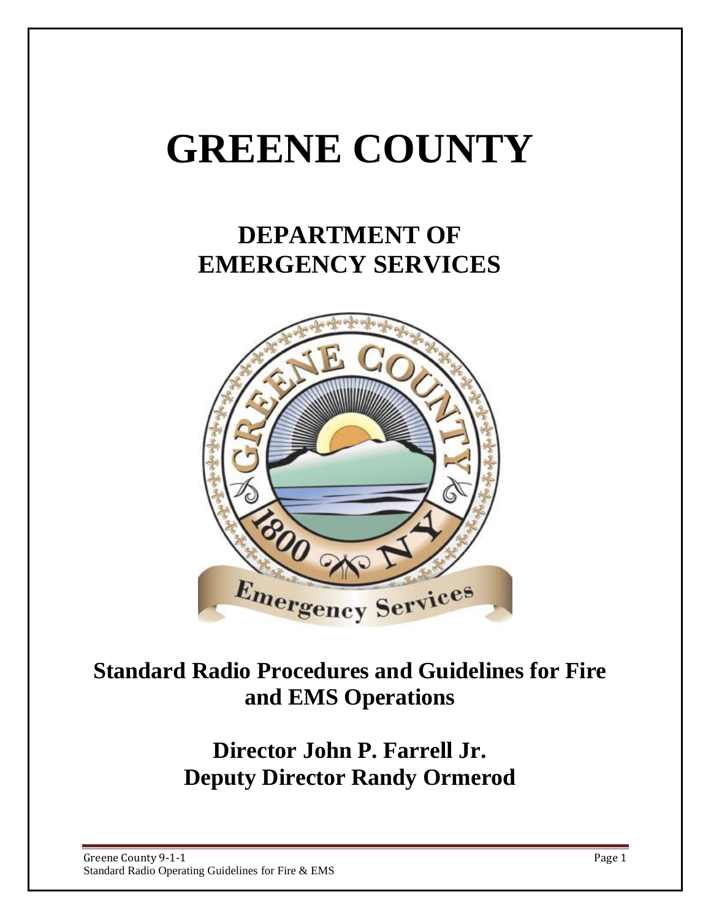# GREENE COUNTY

## DEPARTMENT OF EMERGENCY SERVICES

## Standard Radio Procedures and Guidelines for Fire and EMS Operations

## Director John P. Farrell Jr.
## Deputy Director Randy Ormerod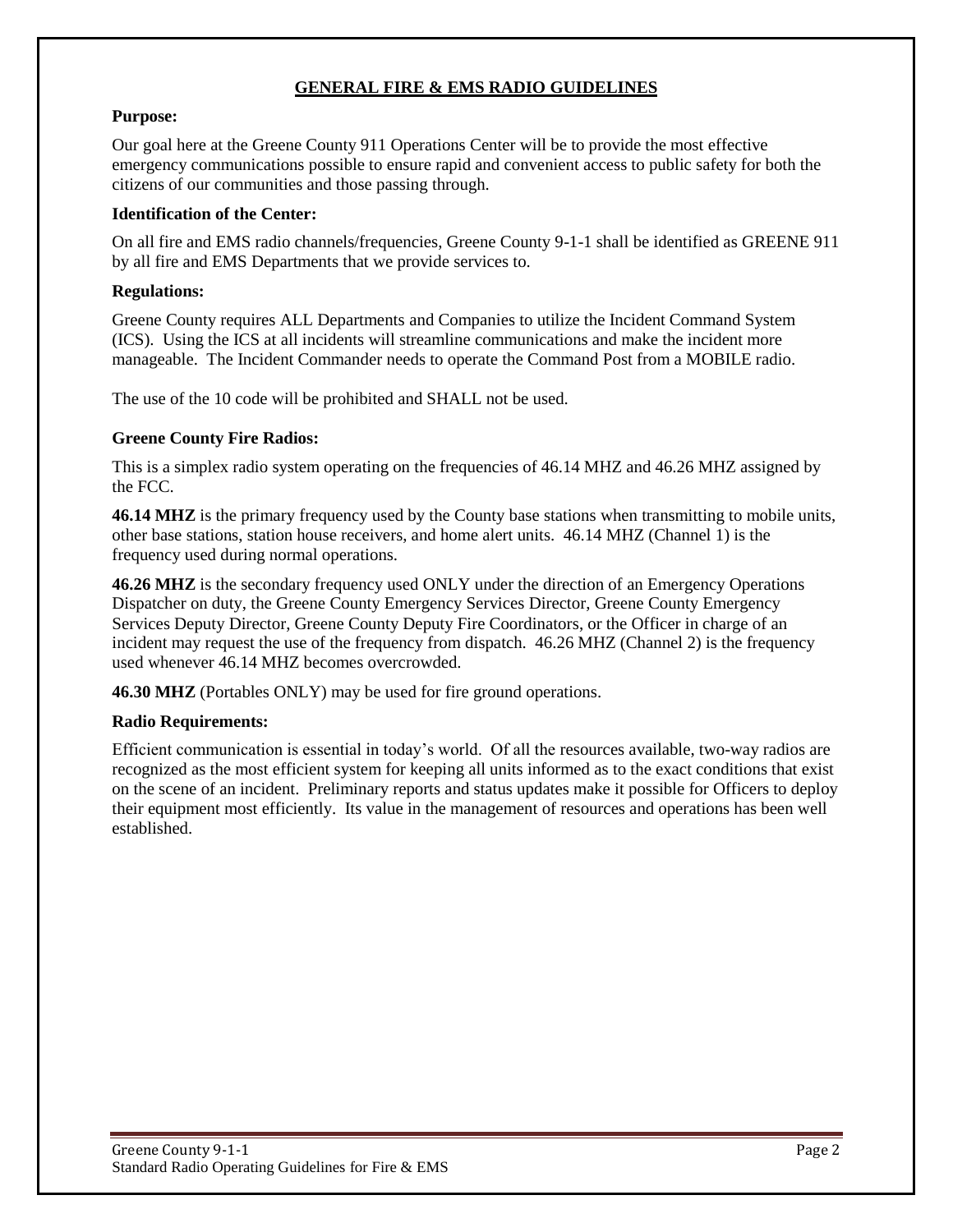## GENERAL FIRE & EMS RADIO GUIDELINES

**Purpose:**

Our goal here at the Greene County 911 Operations Center will be to provide the most effective emergency communications possible to ensure rapid and convenient access to public safety for both the citizens of our communities and those passing through.

**Identification of the Center:**

On all fire and EMS radio channels/frequencies, Greene County 9-1-1 shall be identified as GREENE 911 by all fire and EMS Departments that we provide services to.

**Regulations:**

Greene County requires ALL Departments and Companies to utilize the Incident Command System (ICS). Using the ICS at all incidents will streamline communications and make the incident more manageable. The Incident Commander needs to operate the Command Post from a MOBILE radio.

The use of the 10 code will be prohibited and SHALL not be used.

**Greene County Fire Radios:**

This is a simplex radio system operating on the frequencies of 46.14 MHZ and 46.26 MHZ assigned by the FCC.

**46.14 MHZ** is the primary frequency used by the County base stations when transmitting to mobile units, other base stations, station house receivers, and home alert units. 46.14 MHZ (Channel 1) is the frequency used during normal operations.

**46.26 MHZ** is the secondary frequency used ONLY under the direction of an Emergency Operations Dispatcher on duty, the Greene County Emergency Services Director, Greene County Emergency Services Deputy Director, Greene County Deputy Fire Coordinators, or the Officer in charge of an incident may request the use of the frequency from dispatch. 46.26 MHZ (Channel 2) is the frequency used whenever 46.14 MHZ becomes overcrowded.

**46.30 MHZ** (Portables ONLY) may be used for fire ground operations.

**Radio Requirements:**

Efficient communication is essential in today's world. Of all the resources available, two-way radios are recognized as the most efficient system for keeping all units informed as to the exact conditions that exist on the scene of an incident. Preliminary reports and status updates make it possible for Officers to deploy their equipment most efficiently. Its value in the management of resources and operations has been well established.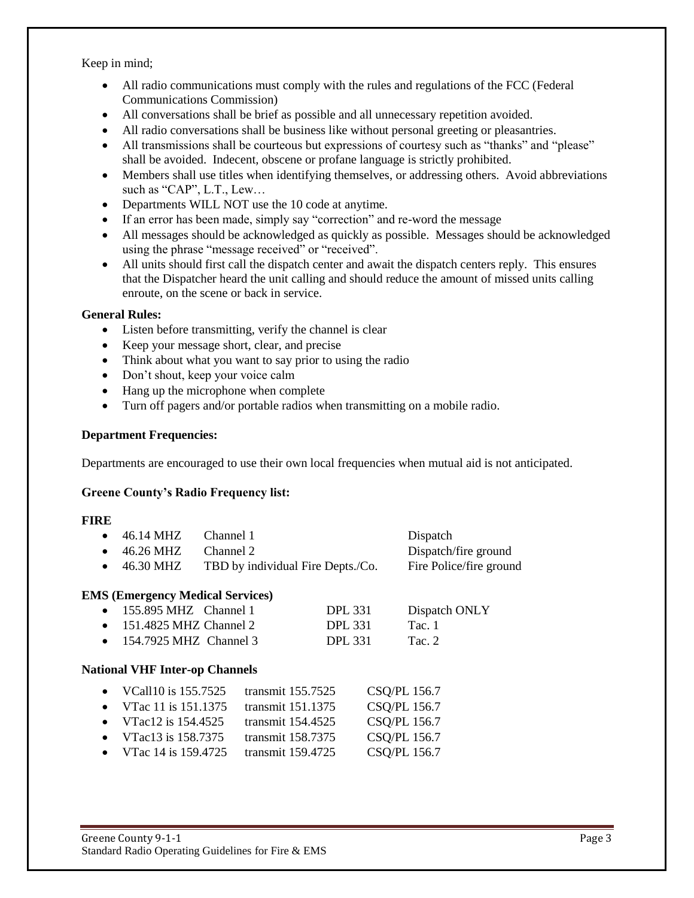Keep in mind;

- All radio communications must comply with the rules and regulations of the FCC (Federal Communications Commission)
- All conversations shall be brief as possible and all unnecessary repetition avoided.
- All radio conversations shall be business like without personal greeting or pleasantries.
- All transmissions shall be courteous but expressions of courtesy such as "thanks" and "please" shall be avoided. Indecent, obscene or profane language is strictly prohibited.
- Members shall use titles when identifying themselves, or addressing others. Avoid abbreviations such as "CAP", L.T., Lew…
- Departments WILL NOT use the 10 code at anytime.
- If an error has been made, simply say "correction" and re-word the message
- All messages should be acknowledged as quickly as possible. Messages should be acknowledged using the phrase "message received" or "received".
- All units should first call the dispatch center and await the dispatch centers reply. This ensures that the Dispatcher heard the unit calling and should reduce the amount of missed units calling enroute, on the scene or back in service.

**General Rules:**

- Listen before transmitting, verify the channel is clear
- Keep your message short, clear, and precise
- Think about what you want to say prior to using the radio
- Don't shout, keep your voice calm
- Hang up the microphone when complete
- Turn off pagers and/or portable radios when transmitting on a mobile radio.

**Department Frequencies:**

Departments are encouraged to use their own local frequencies when mutual aid is not anticipated.

**Greene County's Radio Frequency list:**

**FIRE**

- 46.14 MHZ Channel 1 Dispatch
- 46.26 MHZ Channel 2 Dispatch/fire ground
- 46.30 MHZ TBD by individual Fire Depts./Co. Fire Police/fire ground

**EMS (Emergency Medical Services)**

- 155.895 MHZ Channel 1 DPL 331 Dispatch ONLY
- 151.4825 MHZ Channel 2 DPL 331 Tac. 1
- 154.7925 MHZ Channel 3 DPL 331 Tac. 2

**National VHF Inter-op Channels**

- VCall10 is 155.7525 transmit 155.7525 CSQ/PL 156.7
- VTac 11 is 151.1375 transmit 151.1375 CSQ/PL 156.7
- VTac12 is 154.4525 transmit 154.4525 CSQ/PL 156.7
- VTac13 is 158.7375 transmit 158.7375 CSQ/PL 156.7
- VTac 14 is 159.4725 transmit 159.4725 CSQ/PL 156.7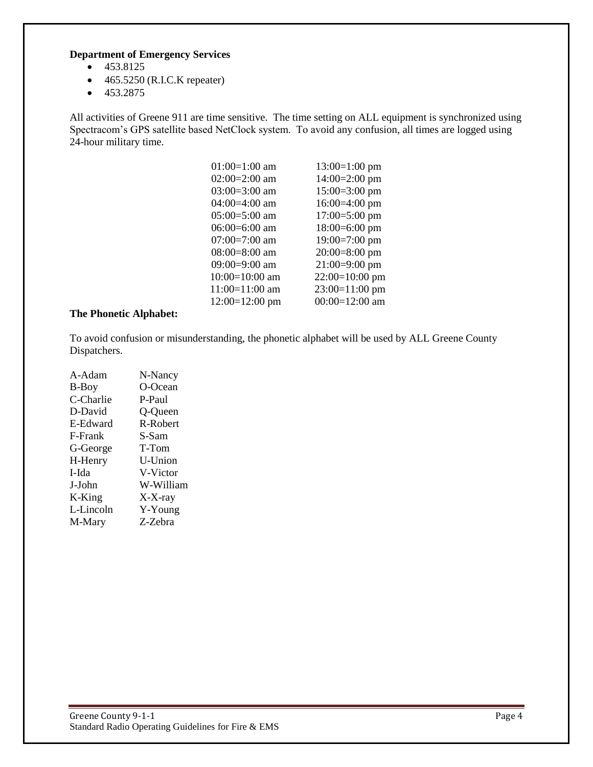**Department of Emergency Services**

- 453.8125
- 465.5250 (R.I.C.K repeater)
- 453.2875

All activities of Greene 911 are time sensitive. The time setting on ALL equipment is synchronized using Spectracom's GPS satellite based NetClock system. To avoid any confusion, all times are logged using 24-hour military time.

| | |
|---|---|
| 01:00=1:00 am | 13:00=1:00 pm |
| 02:00=2:00 am | 14:00=2:00 pm |
| 03:00=3:00 am | 15:00=3:00 pm |
| 04:00=4:00 am | 16:00=4:00 pm |
| 05:00=5:00 am | 17:00=5:00 pm |
| 06:00=6:00 am | 18:00=6:00 pm |
| 07:00=7:00 am | 19:00=7:00 pm |
| 08:00=8:00 am | 20:00=8:00 pm |
| 09:00=9:00 am | 21:00=9:00 pm |
| 10:00=10:00 am | 22:00=10:00 pm |
| 11:00=11:00 am | 23:00=11:00 pm |
| 12:00=12:00 pm | 00:00=12:00 am |

**The Phonetic Alphabet:**

To avoid confusion or misunderstanding, the phonetic alphabet will be used by ALL Greene County Dispatchers.

| | |
|---|---|
| A-Adam | N-Nancy |
| B-Boy | O-Ocean |
| C-Charlie | P-Paul |
| D-David | Q-Queen |
| E-Edward | R-Robert |
| F-Frank | S-Sam |
| G-George | T-Tom |
| H-Henry | U-Union |
| I-Ida | V-Victor |
| J-John | W-William |
| K-King | X-X-ray |
| L-Lincoln | Y-Young |
| M-Mary | Z-Zebra |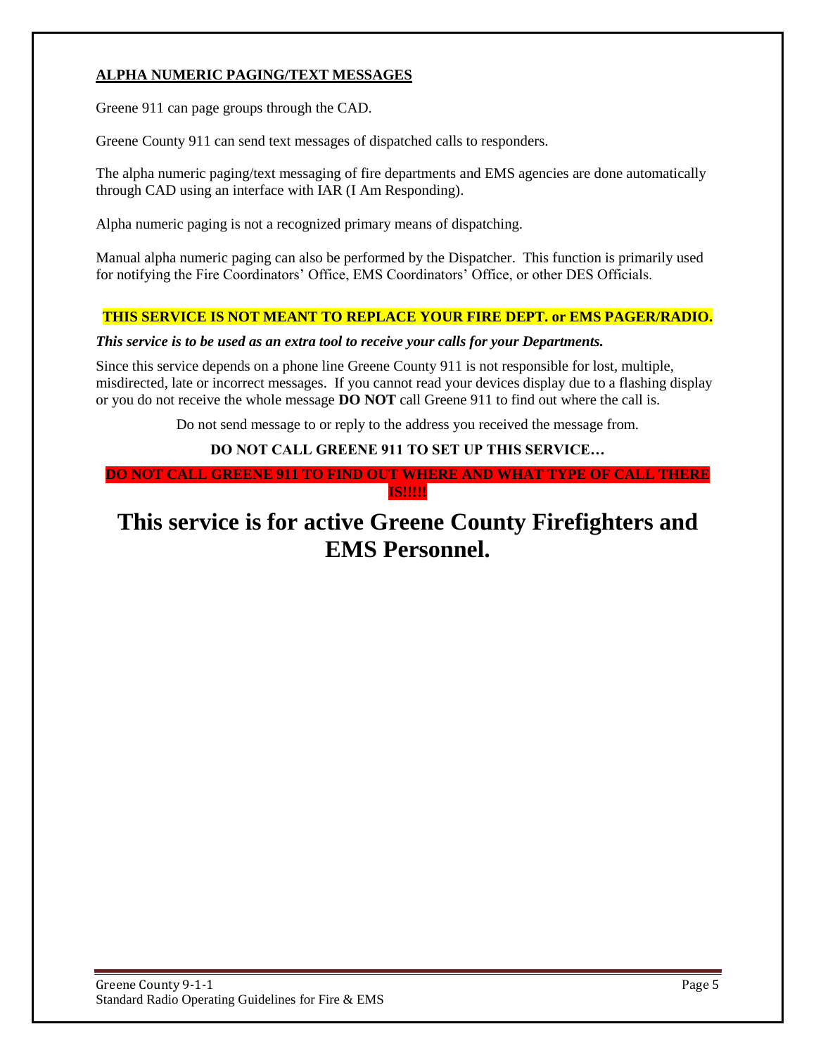## ALPHA NUMERIC PAGING/TEXT MESSAGES

Greene 911 can page groups through the CAD.

Greene County 911 can send text messages of dispatched calls to responders.

The alpha numeric paging/text messaging of fire departments and EMS agencies are done automatically through CAD using an interface with IAR (I Am Responding).

Alpha numeric paging is not a recognized primary means of dispatching.

Manual alpha numeric paging can also be performed by the Dispatcher. This function is primarily used for notifying the Fire Coordinators' Office, EMS Coordinators' Office, or other DES Officials.

**THIS SERVICE IS NOT MEANT TO REPLACE YOUR FIRE DEPT. or EMS PAGER/RADIO.**

***This service is to be used as an extra tool to receive your calls for your Departments.***

Since this service depends on a phone line Greene County 911 is not responsible for lost, multiple, misdirected, late or incorrect messages. If you cannot read your devices display due to a flashing display or you do not receive the whole message **DO NOT** call Greene 911 to find out where the call is.

Do not send message to or reply to the address you received the message from.

**DO NOT CALL GREENE 911 TO SET UP THIS SERVICE…**

**DO NOT CALL GREENE 911 TO FIND OUT WHERE AND WHAT TYPE OF CALL THERE IS!!!!!**

# This service is for active Greene County Firefighters and EMS Personnel.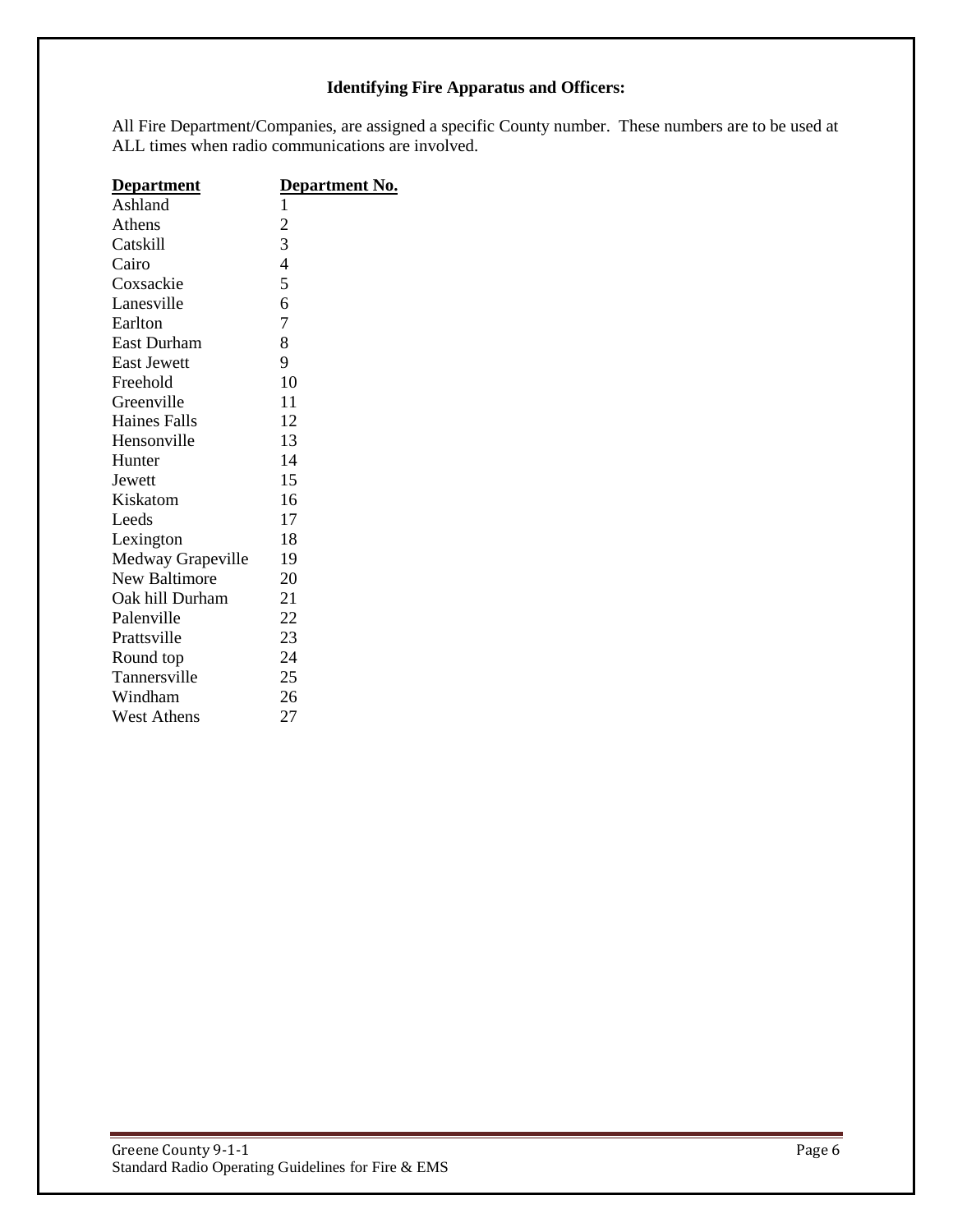### Identifying Fire Apparatus and Officers:

All Fire Department/Companies, are assigned a specific County number. These numbers are to be used at ALL times when radio communications are involved.

| Department | Department No. |
|---|---|
| Ashland | 1 |
| Athens | 2 |
| Catskill | 3 |
| Cairo | 4 |
| Coxsackie | 5 |
| Lanesville | 6 |
| Earlton | 7 |
| East Durham | 8 |
| East Jewett | 9 |
| Freehold | 10 |
| Greenville | 11 |
| Haines Falls | 12 |
| Hensonville | 13 |
| Hunter | 14 |
| Jewett | 15 |
| Kiskatom | 16 |
| Leeds | 17 |
| Lexington | 18 |
| Medway Grapeville | 19 |
| New Baltimore | 20 |
| Oak hill Durham | 21 |
| Palenville | 22 |
| Prattsville | 23 |
| Round top | 24 |
| Tannersville | 25 |
| Windham | 26 |
| West Athens | 27 |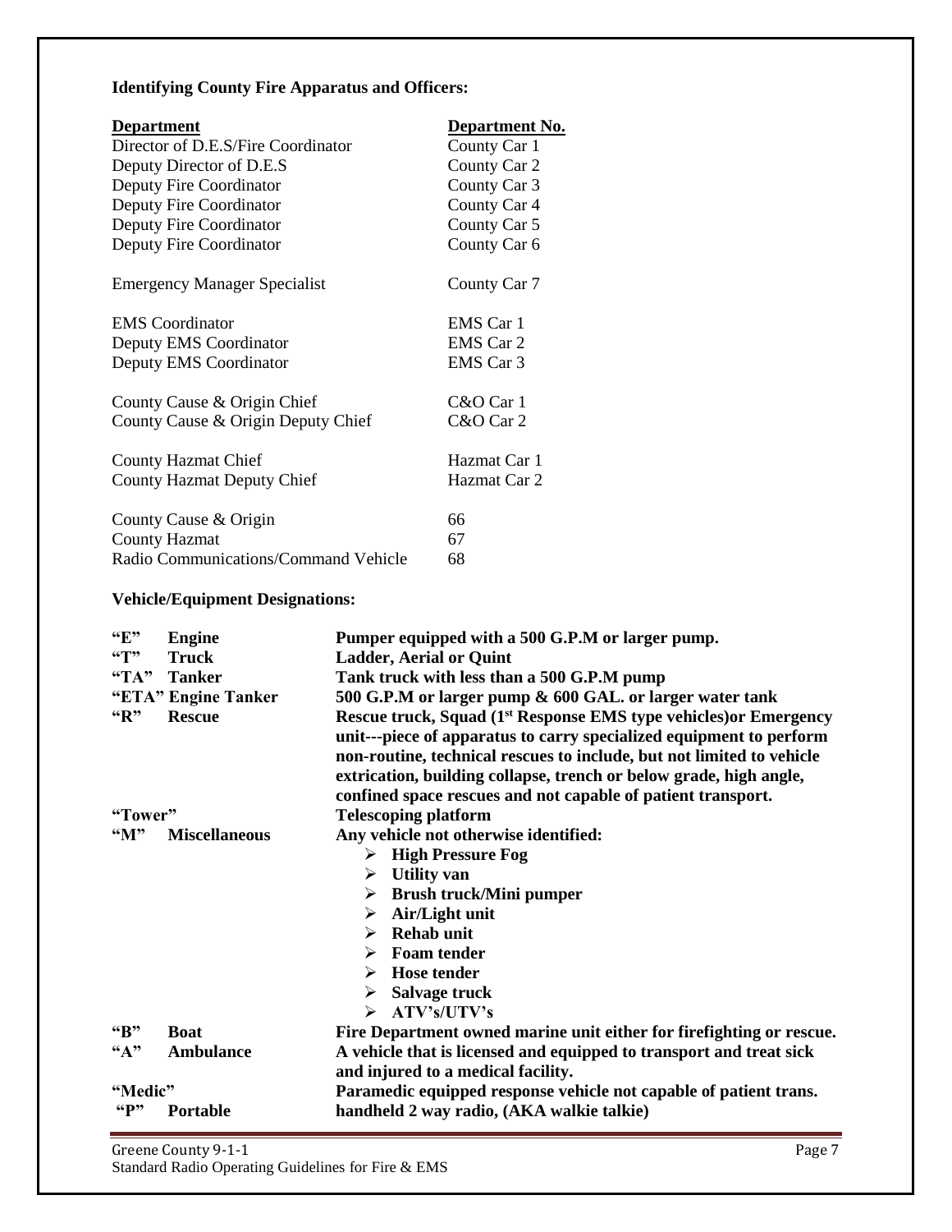**Identifying County Fire Apparatus and Officers:**

| Department | Department No. |
|---|---|
| Director of D.E.S/Fire Coordinator | County Car 1 |
| Deputy Director of D.E.S | County Car 2 |
| Deputy Fire Coordinator | County Car 3 |
| Deputy Fire Coordinator | County Car 4 |
| Deputy Fire Coordinator | County Car 5 |
| Deputy Fire Coordinator | County Car 6 |
| Emergency Manager Specialist | County Car 7 |
| EMS Coordinator | EMS Car 1 |
| Deputy EMS Coordinator | EMS Car 2 |
| Deputy EMS Coordinator | EMS Car 3 |
| County Cause & Origin Chief | C&O Car 1 |
| County Cause & Origin Deputy Chief | C&O Car 2 |
| County Hazmat Chief | Hazmat Car 1 |
| County Hazmat Deputy Chief | Hazmat Car 2 |
| County Cause & Origin | 66 |
| County Hazmat | 67 |
| Radio Communications/Command Vehicle | 68 |

**Vehicle/Equipment Designations:**

| Designation | | Description |
|---|---|---|
| **"E"** | **Engine** | **Pumper equipped with a 500 G.P.M or larger pump.** |
| **"T"** | **Truck** | **Ladder, Aerial or Quint** |
| **"TA"** | **Tanker** | **Tank truck with less than a 500 G.P.M pump** |
| **"ETA"** | **Engine Tanker** | **500 G.P.M or larger pump & 600 GAL. or larger water tank** |
| **"R"** | **Rescue** | **Rescue truck, Squad (1st Response EMS type vehicles)or Emergency unit---piece of apparatus to carry specialized equipment to perform non-routine, technical rescues to include, but not limited to vehicle extrication, building collapse, trench or below grade, high angle, confined space rescues and not capable of patient transport.** |
| **"Tower"** | | **Telescoping platform** |
| **"M"** | **Miscellaneous** | **Any vehicle not otherwise identified:** <br> ➢ **High Pressure Fog** <br> ➢ **Utility van** <br> ➢ **Brush truck/Mini pumper** <br> ➢ **Air/Light unit** <br> ➢ **Rehab unit** <br> ➢ **Foam tender** <br> ➢ **Hose tender** <br> ➢ **Salvage truck** <br> ➢ **ATV's/UTV's** |
| **"B"** | **Boat** | **Fire Department owned marine unit either for firefighting or rescue.** |
| **"A"** | **Ambulance** | **A vehicle that is licensed and equipped to transport and treat sick and injured to a medical facility.** |
| **"Medic"** | | **Paramedic equipped response vehicle not capable of patient trans.** |
| **"P"** | **Portable** | **handheld 2 way radio, (AKA walkie talkie)** |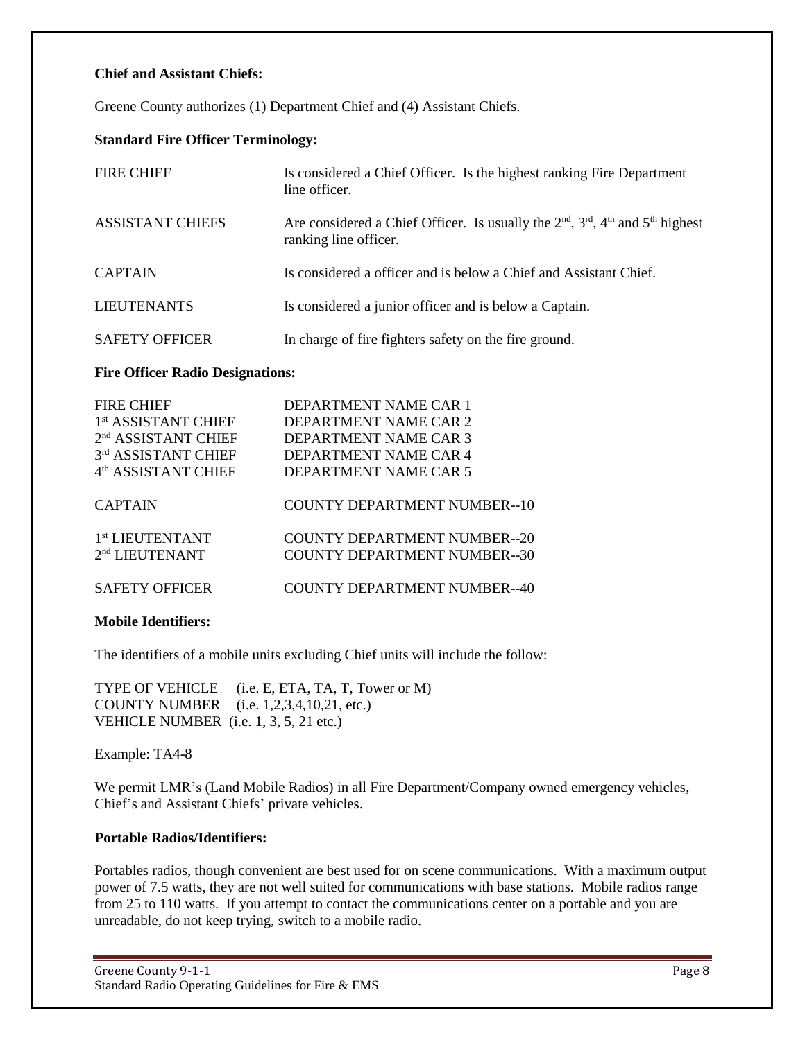**Chief and Assistant Chiefs:**

Greene County authorizes (1) Department Chief and (4) Assistant Chiefs.

**Standard Fire Officer Terminology:**

| | |
|---|---|
| FIRE CHIEF | Is considered a Chief Officer. Is the highest ranking Fire Department line officer. |
| ASSISTANT CHIEFS | Are considered a Chief Officer. Is usually the 2nd, 3rd, 4th and 5th highest ranking line officer. |
| CAPTAIN | Is considered a officer and is below a Chief and Assistant Chief. |
| LIEUTENANTS | Is considered a junior officer and is below a Captain. |
| SAFETY OFFICER | In charge of fire fighters safety on the fire ground. |

**Fire Officer Radio Designations:**

| | |
|---|---|
| FIRE CHIEF | DEPARTMENT NAME CAR 1 |
| 1st ASSISTANT CHIEF | DEPARTMENT NAME CAR 2 |
| 2nd ASSISTANT CHIEF | DEPARTMENT NAME CAR 3 |
| 3rd ASSISTANT CHIEF | DEPARTMENT NAME CAR 4 |
| 4th ASSISTANT CHIEF | DEPARTMENT NAME CAR 5 |
| CAPTAIN | COUNTY DEPARTMENT NUMBER--10 |
| 1st LIEUTENTANT | COUNTY DEPARTMENT NUMBER--20 |
| 2nd LIEUTENANT | COUNTY DEPARTMENT NUMBER--30 |
| SAFETY OFFICER | COUNTY DEPARTMENT NUMBER--40 |

**Mobile Identifiers:**

The identifiers of a mobile units excluding Chief units will include the follow:

TYPE OF VEHICLE (i.e. E, ETA, TA, T, Tower or M)  
COUNTY NUMBER (i.e. 1,2,3,4,10,21, etc.)  
VEHICLE NUMBER (i.e. 1, 3, 5, 21 etc.)

Example: TA4-8

We permit LMR's (Land Mobile Radios) in all Fire Department/Company owned emergency vehicles, Chief's and Assistant Chiefs' private vehicles.

**Portable Radios/Identifiers:**

Portables radios, though convenient are best used for on scene communications. With a maximum output power of 7.5 watts, they are not well suited for communications with base stations. Mobile radios range from 25 to 110 watts. If you attempt to contact the communications center on a portable and you are unreadable, do not keep trying, switch to a mobile radio.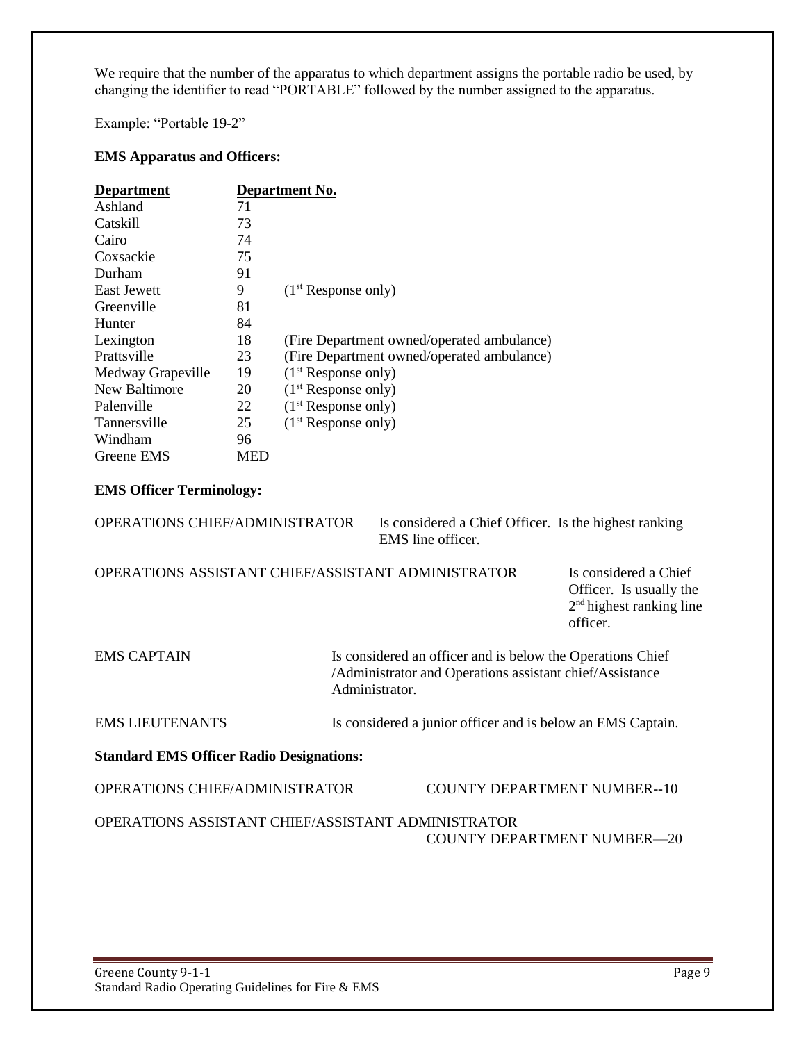We require that the number of the apparatus to which department assigns the portable radio be used, by changing the identifier to read "PORTABLE" followed by the number assigned to the apparatus.

Example: "Portable 19-2"

**EMS Apparatus and Officers:**

| Department | Department No. | |
|---|---|---|
| Ashland | 71 | |
| Catskill | 73 | |
| Cairo | 74 | |
| Coxsackie | 75 | |
| Durham | 91 | |
| East Jewett | 9 | (1st Response only) |
| Greenville | 81 | |
| Hunter | 84 | |
| Lexington | 18 | (Fire Department owned/operated ambulance) |
| Prattsville | 23 | (Fire Department owned/operated ambulance) |
| Medway Grapeville | 19 | (1st Response only) |
| New Baltimore | 20 | (1st Response only) |
| Palenville | 22 | (1st Response only) |
| Tannersville | 25 | (1st Response only) |
| Windham | 96 | |
| Greene EMS | MED | |

**EMS Officer Terminology:**

| | |
|---|---|
| OPERATIONS CHIEF/ADMINISTRATOR | Is considered a Chief Officer. Is the highest ranking EMS line officer. |
| OPERATIONS ASSISTANT CHIEF/ASSISTANT ADMINISTRATOR | Is considered a Chief Officer. Is usually the 2nd highest ranking line officer. |
| EMS CAPTAIN | Is considered an officer and is below the Operations Chief /Administrator and Operations assistant chief/Assistance Administrator. |
| EMS LIEUTENANTS | Is considered a junior officer and is below an EMS Captain. |

**Standard EMS Officer Radio Designations:**

| | |
|---|---|
| OPERATIONS CHIEF/ADMINISTRATOR | COUNTY DEPARTMENT NUMBER--10 |
| OPERATIONS ASSISTANT CHIEF/ASSISTANT ADMINISTRATOR | COUNTY DEPARTMENT NUMBER—20 |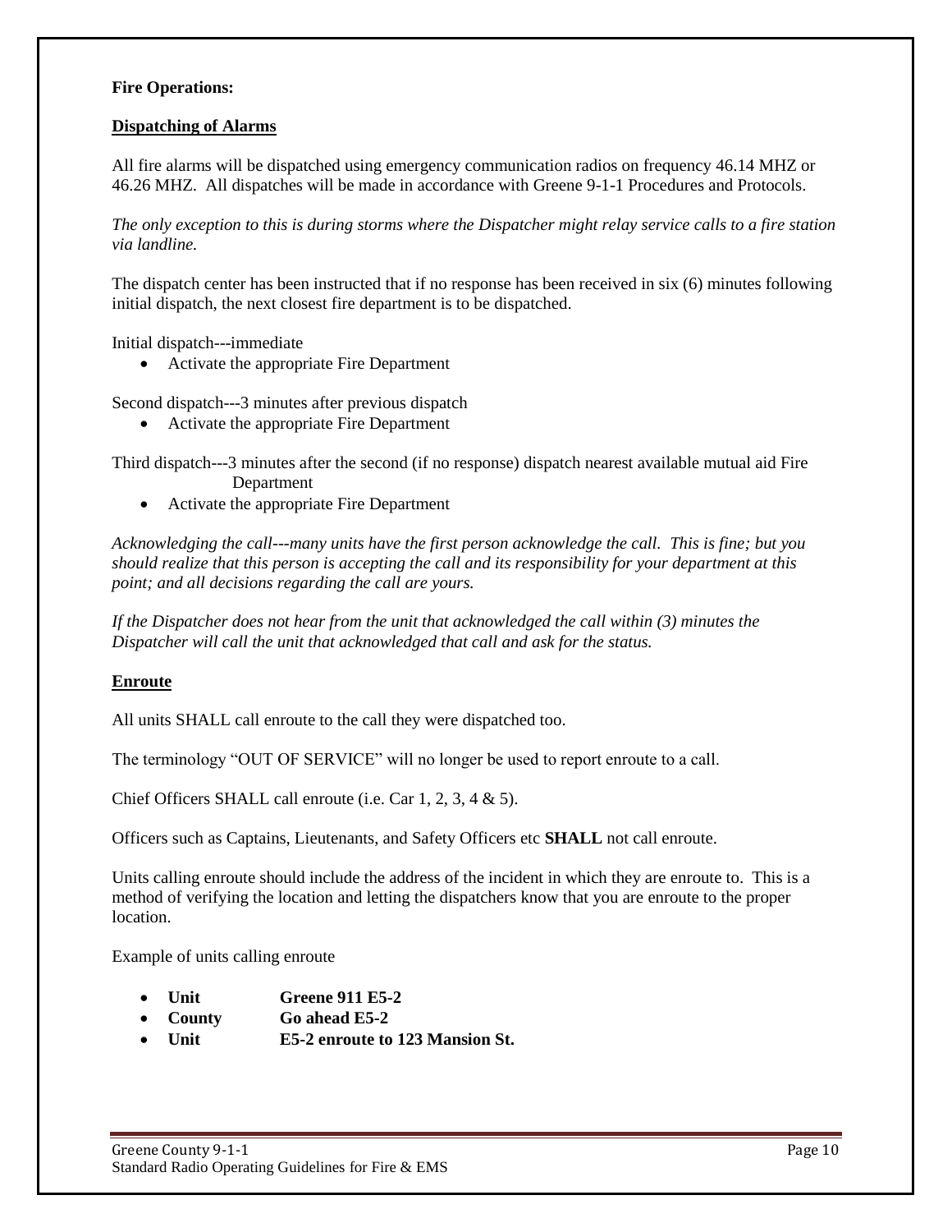**Fire Operations:**

## Dispatching of Alarms

All fire alarms will be dispatched using emergency communication radios on frequency 46.14 MHZ or 46.26 MHZ. All dispatches will be made in accordance with Greene 9-1-1 Procedures and Protocols.

*The only exception to this is during storms where the Dispatcher might relay service calls to a fire station via landline.*

The dispatch center has been instructed that if no response has been received in six (6) minutes following initial dispatch, the next closest fire department is to be dispatched.

Initial dispatch---immediate

- Activate the appropriate Fire Department

Second dispatch---3 minutes after previous dispatch

- Activate the appropriate Fire Department

Third dispatch---3 minutes after the second (if no response) dispatch nearest available mutual aid Fire Department

- Activate the appropriate Fire Department

*Acknowledging the call---many units have the first person acknowledge the call. This is fine; but you should realize that this person is accepting the call and its responsibility for your department at this point; and all decisions regarding the call are yours.*

*If the Dispatcher does not hear from the unit that acknowledged the call within (3) minutes the Dispatcher will call the unit that acknowledged that call and ask for the status.*

## Enroute

All units SHALL call enroute to the call they were dispatched too.

The terminology "OUT OF SERVICE" will no longer be used to report enroute to a call.

Chief Officers SHALL call enroute (i.e. Car 1, 2, 3, 4 & 5).

Officers such as Captains, Lieutenants, and Safety Officers etc **SHALL** not call enroute.

Units calling enroute should include the address of the incident in which they are enroute to. This is a method of verifying the location and letting the dispatchers know that you are enroute to the proper location.

Example of units calling enroute

- **Unit** **Greene 911 E5-2**
- **County** **Go ahead E5-2**
- **Unit** **E5-2 enroute to 123 Mansion St.**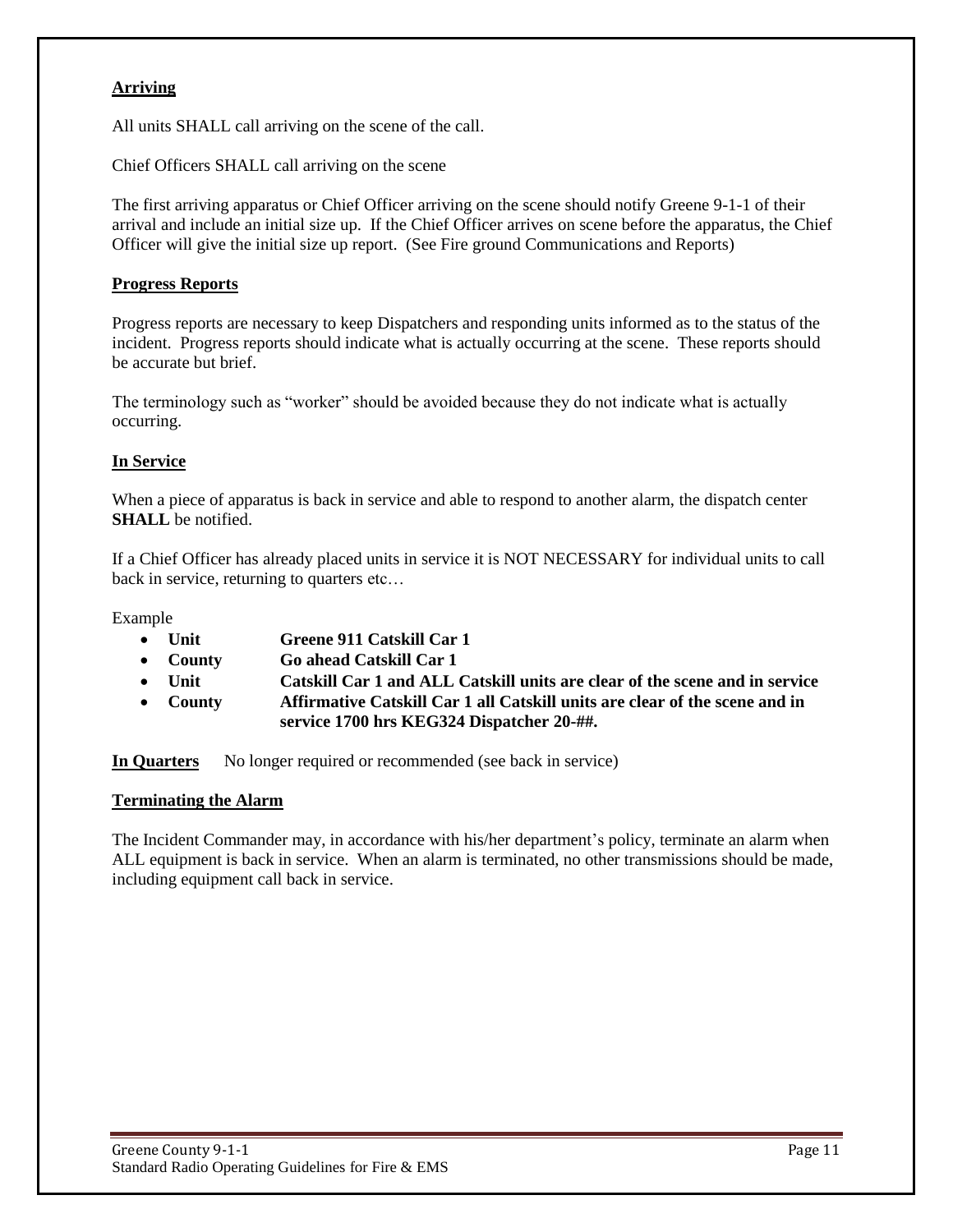## Arriving

All units SHALL call arriving on the scene of the call.

Chief Officers SHALL call arriving on the scene

The first arriving apparatus or Chief Officer arriving on the scene should notify Greene 9-1-1 of their arrival and include an initial size up. If the Chief Officer arrives on scene before the apparatus, the Chief Officer will give the initial size up report. (See Fire ground Communications and Reports)

## Progress Reports

Progress reports are necessary to keep Dispatchers and responding units informed as to the status of the incident. Progress reports should indicate what is actually occurring at the scene. These reports should be accurate but brief.

The terminology such as "worker" should be avoided because they do not indicate what is actually occurring.

## In Service

When a piece of apparatus is back in service and able to respond to another alarm, the dispatch center **SHALL** be notified.

If a Chief Officer has already placed units in service it is NOT NECESSARY for individual units to call back in service, returning to quarters etc…

Example

- **Unit** **Greene 911 Catskill Car 1**
- **County** **Go ahead Catskill Car 1**
- **Unit** **Catskill Car 1 and ALL Catskill units are clear of the scene and in service**
- **County** **Affirmative Catskill Car 1 all Catskill units are clear of the scene and in service 1700 hrs KEG324 Dispatcher 20-##.**

**In Quarters** No longer required or recommended (see back in service)

## Terminating the Alarm

The Incident Commander may, in accordance with his/her department's policy, terminate an alarm when ALL equipment is back in service. When an alarm is terminated, no other transmissions should be made, including equipment call back in service.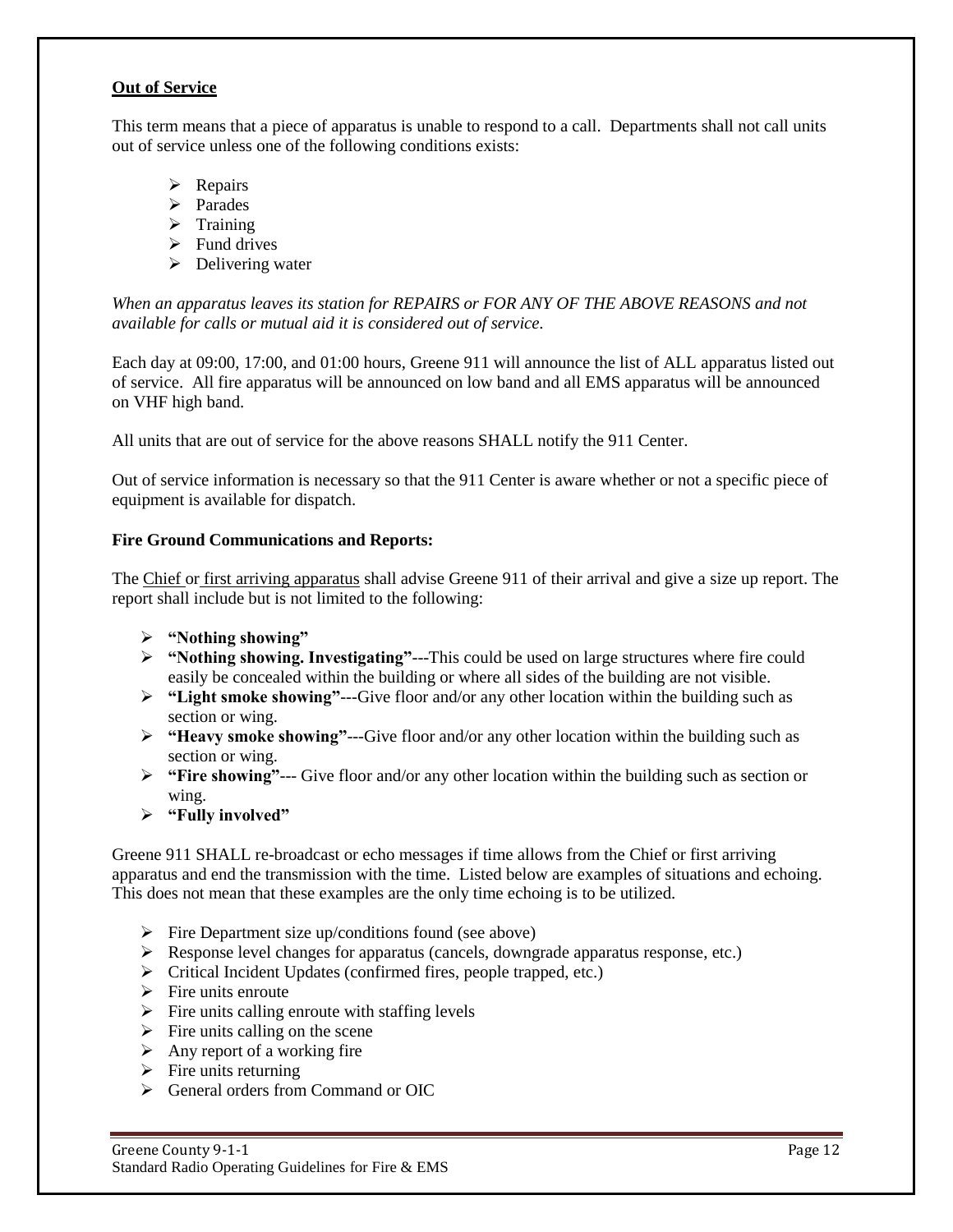**<u>Out of Service</u>**

This term means that a piece of apparatus is unable to respond to a call. Departments shall not call units out of service unless one of the following conditions exists:

- Repairs
- Parades
- Training
- Fund drives
- Delivering water

*When an apparatus leaves its station for REPAIRS or FOR ANY OF THE ABOVE REASONS and not available for calls or mutual aid it is considered out of service.*

Each day at 09:00, 17:00, and 01:00 hours, Greene 911 will announce the list of ALL apparatus listed out of service. All fire apparatus will be announced on low band and all EMS apparatus will be announced on VHF high band.

All units that are out of service for the above reasons SHALL notify the 911 Center.

Out of service information is necessary so that the 911 Center is aware whether or not a specific piece of equipment is available for dispatch.

**Fire Ground Communications and Reports:**

The <u>Chief</u> or <u>first arriving apparatus</u> shall advise Greene 911 of their arrival and give a size up report. The report shall include but is not limited to the following:

- **"Nothing showing"**
- **"Nothing showing. Investigating"**---This could be used on large structures where fire could easily be concealed within the building or where all sides of the building are not visible.
- **"Light smoke showing"**---Give floor and/or any other location within the building such as section or wing.
- **"Heavy smoke showing"**---Give floor and/or any other location within the building such as section or wing.
- **"Fire showing"**--- Give floor and/or any other location within the building such as section or wing.
- **"Fully involved"**

Greene 911 SHALL re-broadcast or echo messages if time allows from the Chief or first arriving apparatus and end the transmission with the time. Listed below are examples of situations and echoing. This does not mean that these examples are the only time echoing is to be utilized.

- Fire Department size up/conditions found (see above)
- Response level changes for apparatus (cancels, downgrade apparatus response, etc.)
- Critical Incident Updates (confirmed fires, people trapped, etc.)
- Fire units enroute
- Fire units calling enroute with staffing levels
- Fire units calling on the scene
- Any report of a working fire
- Fire units returning
- General orders from Command or OIC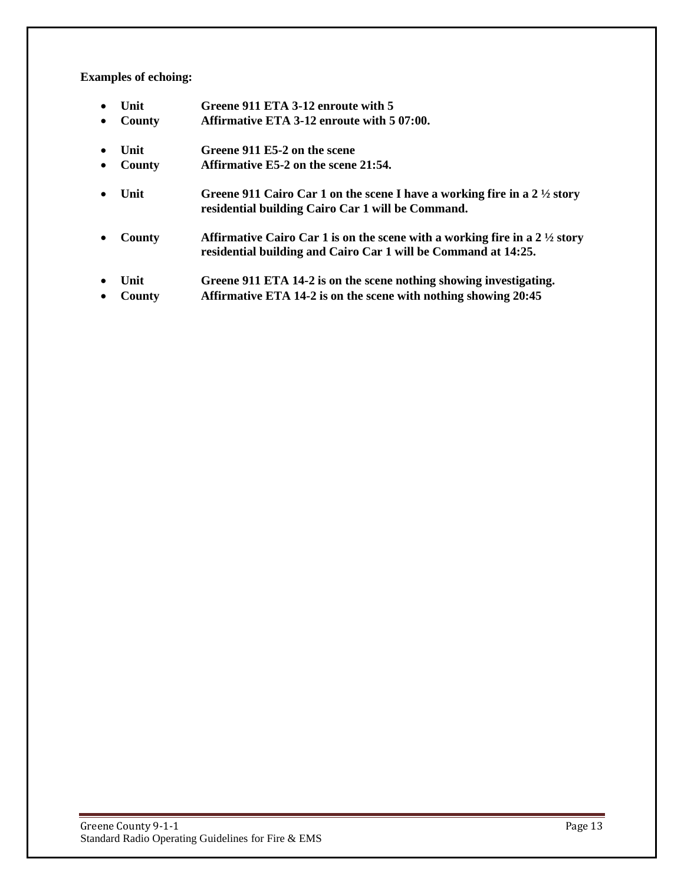**Examples of echoing:**

- **Unit Greene 911 ETA 3-12 enroute with 5**
- **County Affirmative ETA 3-12 enroute with 5 07:00.**

- **Unit Greene 911 E5-2 on the scene**
- **County Affirmative E5-2 on the scene 21:54.**

- **Unit Greene 911 Cairo Car 1 on the scene I have a working fire in a 2 ½ story residential building Cairo Car 1 will be Command.**

- **County Affirmative Cairo Car 1 is on the scene with a working fire in a 2 ½ story residential building and Cairo Car 1 will be Command at 14:25.**

- **Unit Greene 911 ETA 14-2 is on the scene nothing showing investigating.**
- **County Affirmative ETA 14-2 is on the scene with nothing showing 20:45**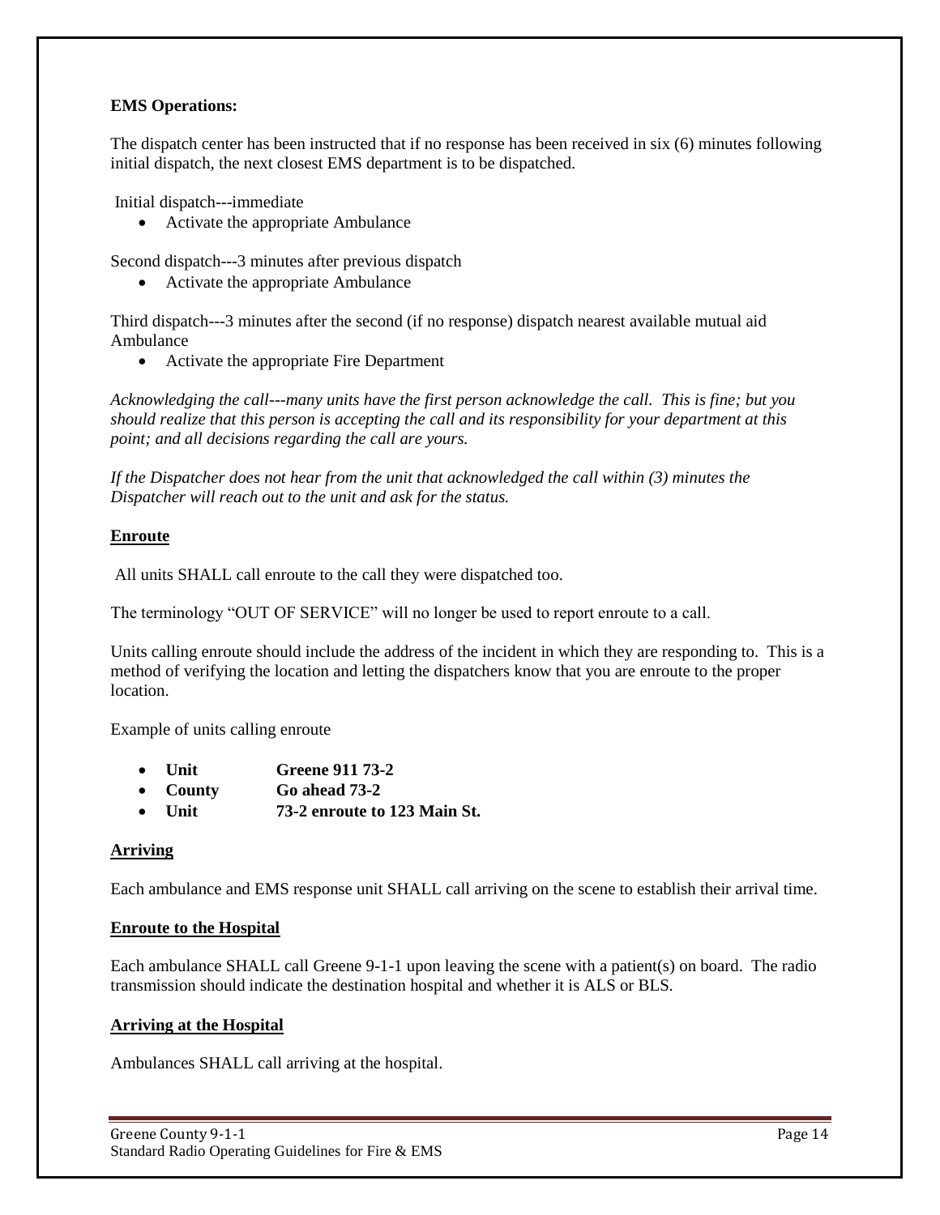**EMS Operations:**

The dispatch center has been instructed that if no response has been received in six (6) minutes following initial dispatch, the next closest EMS department is to be dispatched.

Initial dispatch---immediate

- Activate the appropriate Ambulance

Second dispatch---3 minutes after previous dispatch

- Activate the appropriate Ambulance

Third dispatch---3 minutes after the second (if no response) dispatch nearest available mutual aid Ambulance

- Activate the appropriate Fire Department

*Acknowledging the call---many units have the first person acknowledge the call. This is fine; but you should realize that this person is accepting the call and its responsibility for your department at this point; and all decisions regarding the call are yours.*

*If the Dispatcher does not hear from the unit that acknowledged the call within (3) minutes the Dispatcher will reach out to the unit and ask for the status.*

## Enroute

All units SHALL call enroute to the call they were dispatched too.

The terminology "OUT OF SERVICE" will no longer be used to report enroute to a call.

Units calling enroute should include the address of the incident in which they are responding to. This is a method of verifying the location and letting the dispatchers know that you are enroute to the proper location.

Example of units calling enroute

- **Unit** **Greene 911 73-2**
- **County** **Go ahead 73-2**
- **Unit** **73-2 enroute to 123 Main St.**

## Arriving

Each ambulance and EMS response unit SHALL call arriving on the scene to establish their arrival time.

## Enroute to the Hospital

Each ambulance SHALL call Greene 9-1-1 upon leaving the scene with a patient(s) on board. The radio transmission should indicate the destination hospital and whether it is ALS or BLS.

## Arriving at the Hospital

Ambulances SHALL call arriving at the hospital.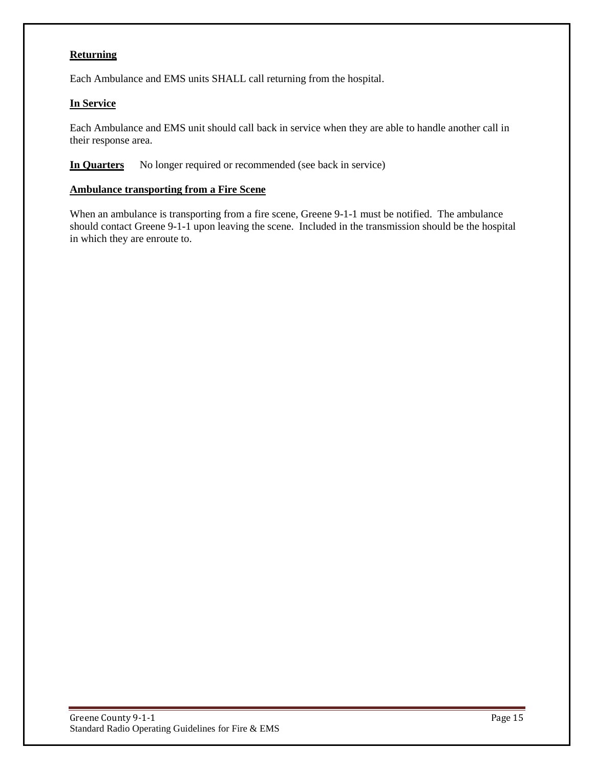**Returning**

Each Ambulance and EMS units SHALL call returning from the hospital.

**In Service**

Each Ambulance and EMS unit should call back in service when they are able to handle another call in their response area.

**In Quarters** No longer required or recommended (see back in service)

**Ambulance transporting from a Fire Scene**

When an ambulance is transporting from a fire scene, Greene 9-1-1 must be notified. The ambulance should contact Greene 9-1-1 upon leaving the scene. Included in the transmission should be the hospital in which they are enroute to.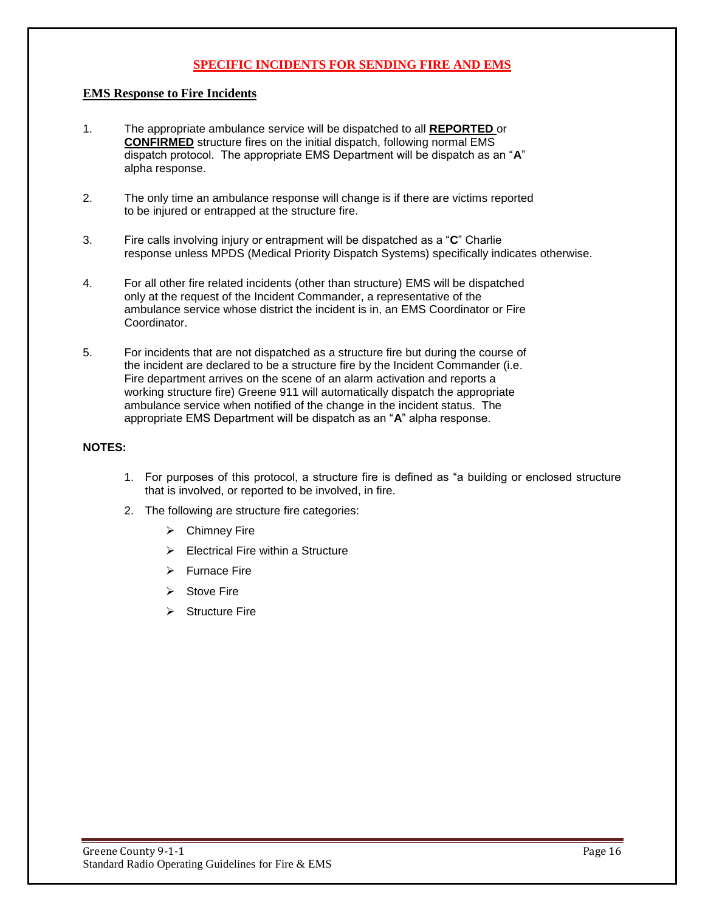# SPECIFIC INCIDENTS FOR SENDING FIRE AND EMS

## EMS Response to Fire Incidents

1. The appropriate ambulance service will be dispatched to all **REPORTED** or **CONFIRMED** structure fires on the initial dispatch, following normal EMS dispatch protocol. The appropriate EMS Department will be dispatch as an "**A**" alpha response.

2. The only time an ambulance response will change is if there are victims reported to be injured or entrapped at the structure fire.

3. Fire calls involving injury or entrapment will be dispatched as a "**C**" Charlie response unless MPDS (Medical Priority Dispatch Systems) specifically indicates otherwise.

4. For all other fire related incidents (other than structure) EMS will be dispatched only at the request of the Incident Commander, a representative of the ambulance service whose district the incident is in, an EMS Coordinator or Fire Coordinator.

5. For incidents that are not dispatched as a structure fire but during the course of the incident are declared to be a structure fire by the Incident Commander (i.e. Fire department arrives on the scene of an alarm activation and reports a working structure fire) Greene 911 will automatically dispatch the appropriate ambulance service when notified of the change in the incident status. The appropriate EMS Department will be dispatch as an "**A**" alpha response.

**NOTES:**

1. For purposes of this protocol, a structure fire is defined as "a building or enclosed structure that is involved, or reported to be involved, in fire.
2. The following are structure fire categories:
   - Chimney Fire
   - Electrical Fire within a Structure
   - Furnace Fire
   - Stove Fire
   - Structure Fire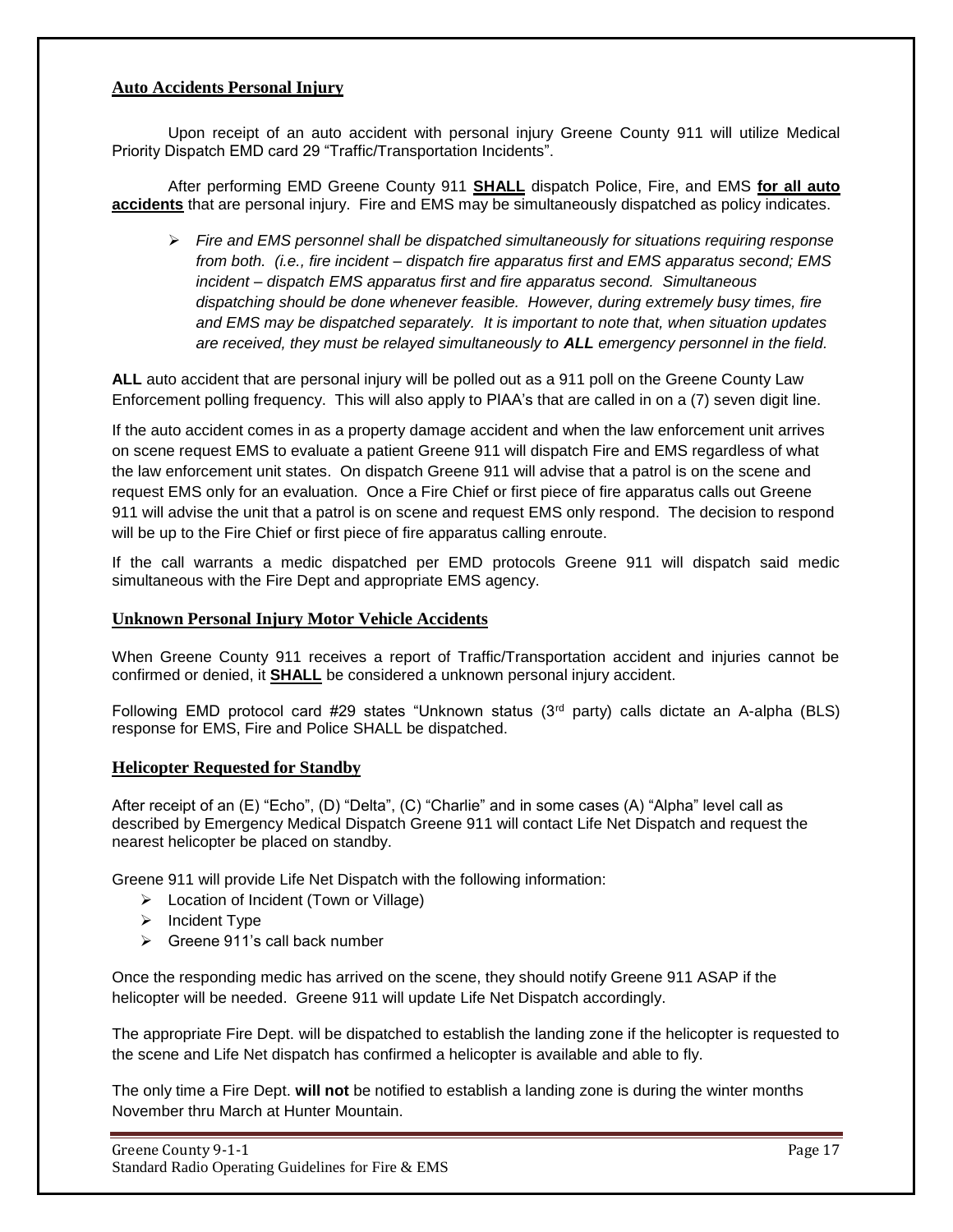## Auto Accidents Personal Injury

Upon receipt of an auto accident with personal injury Greene County 911 will utilize Medical Priority Dispatch EMD card 29 "Traffic/Transportation Incidents".

After performing EMD Greene County 911 **SHALL** dispatch Police, Fire, and EMS **for all auto accidents** that are personal injury. Fire and EMS may be simultaneously dispatched as policy indicates.

- *Fire and EMS personnel shall be dispatched simultaneously for situations requiring response from both. (i.e., fire incident – dispatch fire apparatus first and EMS apparatus second; EMS incident – dispatch EMS apparatus first and fire apparatus second. Simultaneous dispatching should be done whenever feasible. However, during extremely busy times, fire and EMS may be dispatched separately. It is important to note that, when situation updates are received, they must be relayed simultaneously to **ALL** emergency personnel in the field.*

**ALL** auto accident that are personal injury will be polled out as a 911 poll on the Greene County Law Enforcement polling frequency. This will also apply to PIAA's that are called in on a (7) seven digit line.

If the auto accident comes in as a property damage accident and when the law enforcement unit arrives on scene request EMS to evaluate a patient Greene 911 will dispatch Fire and EMS regardless of what the law enforcement unit states. On dispatch Greene 911 will advise that a patrol is on the scene and request EMS only for an evaluation. Once a Fire Chief or first piece of fire apparatus calls out Greene 911 will advise the unit that a patrol is on scene and request EMS only respond. The decision to respond will be up to the Fire Chief or first piece of fire apparatus calling enroute.

If the call warrants a medic dispatched per EMD protocols Greene 911 will dispatch said medic simultaneous with the Fire Dept and appropriate EMS agency.

## Unknown Personal Injury Motor Vehicle Accidents

When Greene County 911 receives a report of Traffic/Transportation accident and injuries cannot be confirmed or denied, it **SHALL** be considered a unknown personal injury accident.

Following EMD protocol card #29 states "Unknown status (3rd party) calls dictate an A-alpha (BLS) response for EMS, Fire and Police SHALL be dispatched.

## Helicopter Requested for Standby

After receipt of an (E) "Echo", (D) "Delta", (C) "Charlie" and in some cases (A) "Alpha" level call as described by Emergency Medical Dispatch Greene 911 will contact Life Net Dispatch and request the nearest helicopter be placed on standby.

Greene 911 will provide Life Net Dispatch with the following information:

- Location of Incident (Town or Village)
- Incident Type
- Greene 911's call back number

Once the responding medic has arrived on the scene, they should notify Greene 911 ASAP if the helicopter will be needed. Greene 911 will update Life Net Dispatch accordingly.

The appropriate Fire Dept. will be dispatched to establish the landing zone if the helicopter is requested to the scene and Life Net dispatch has confirmed a helicopter is available and able to fly.

The only time a Fire Dept. **will not** be notified to establish a landing zone is during the winter months November thru March at Hunter Mountain.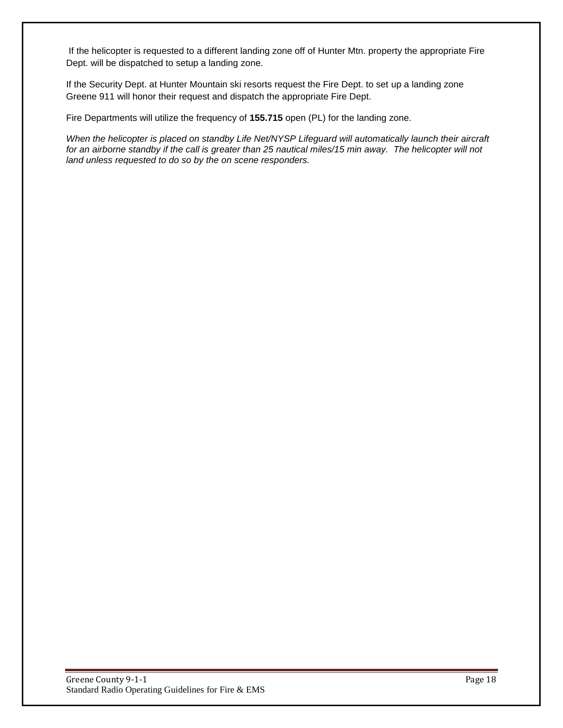If the helicopter is requested to a different landing zone off of Hunter Mtn. property the appropriate Fire Dept. will be dispatched to setup a landing zone.

If the Security Dept. at Hunter Mountain ski resorts request the Fire Dept. to set up a landing zone Greene 911 will honor their request and dispatch the appropriate Fire Dept.

Fire Departments will utilize the frequency of **155.715** open (PL) for the landing zone.

*When the helicopter is placed on standby Life Net/NYSP Lifeguard will automatically launch their aircraft for an airborne standby if the call is greater than 25 nautical miles/15 min away. The helicopter will not land unless requested to do so by the on scene responders.*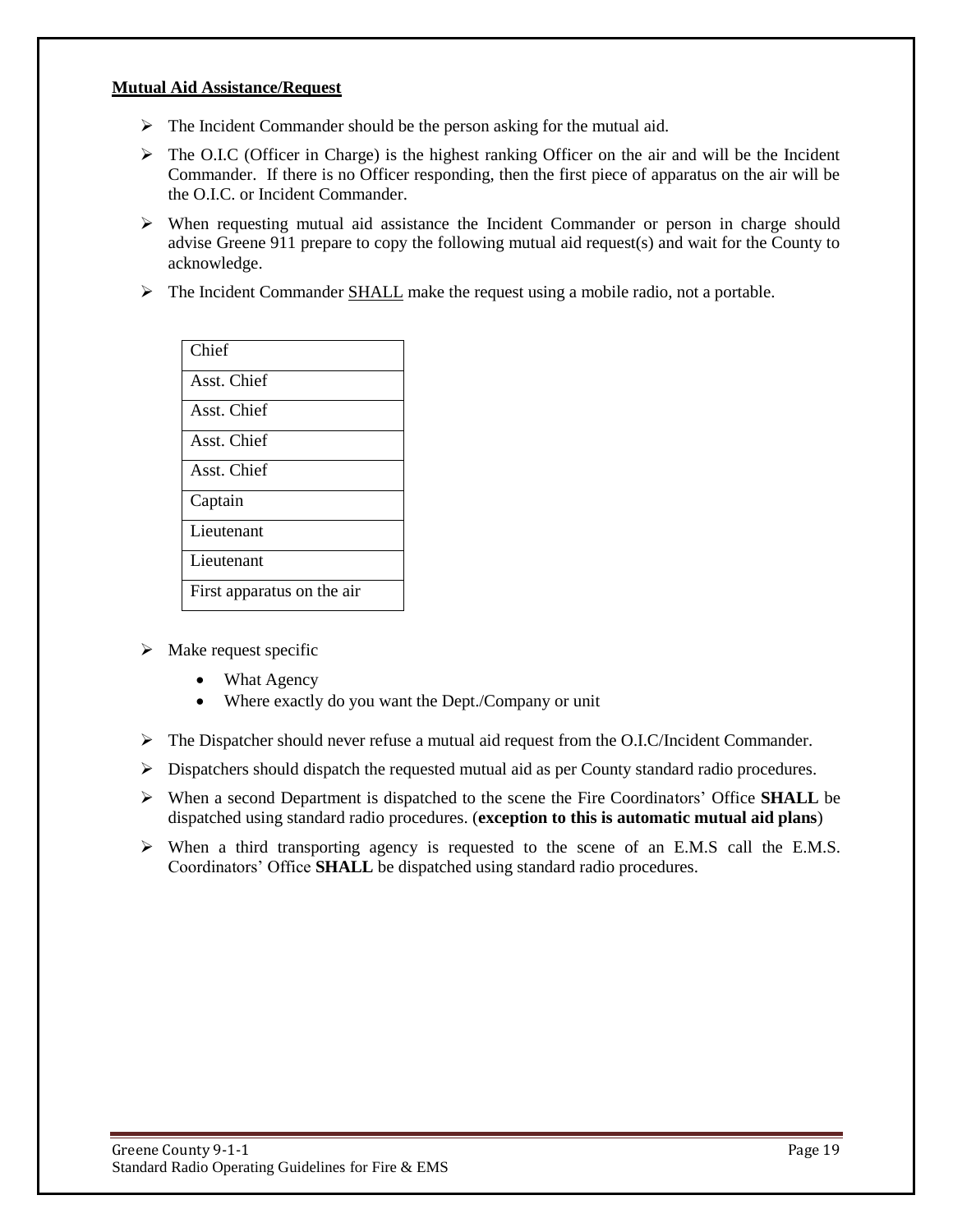**<u>Mutual Aid Assistance/Request</u>**

- The Incident Commander should be the person asking for the mutual aid.
- The O.I.C (Officer in Charge) is the highest ranking Officer on the air and will be the Incident Commander. If there is no Officer responding, then the first piece of apparatus on the air will be the O.I.C. or Incident Commander.
- When requesting mutual aid assistance the Incident Commander or person in charge should advise Greene 911 prepare to copy the following mutual aid request(s) and wait for the County to acknowledge.
- The Incident Commander <u>SHALL</u> make the request using a mobile radio, not a portable.

| Chief |
|---|
| Asst. Chief |
| Asst. Chief |
| Asst. Chief |
| Asst. Chief |
| Captain |
| Lieutenant |
| Lieutenant |
| First apparatus on the air |

- Make request specific
  - What Agency
  - Where exactly do you want the Dept./Company or unit
- The Dispatcher should never refuse a mutual aid request from the O.I.C/Incident Commander.
- Dispatchers should dispatch the requested mutual aid as per County standard radio procedures.
- When a second Department is dispatched to the scene the Fire Coordinators' Office **SHALL** be dispatched using standard radio procedures. (**exception to this is automatic mutual aid plans**)
- When a third transporting agency is requested to the scene of an E.M.S call the E.M.S. Coordinators' Office **SHALL** be dispatched using standard radio procedures.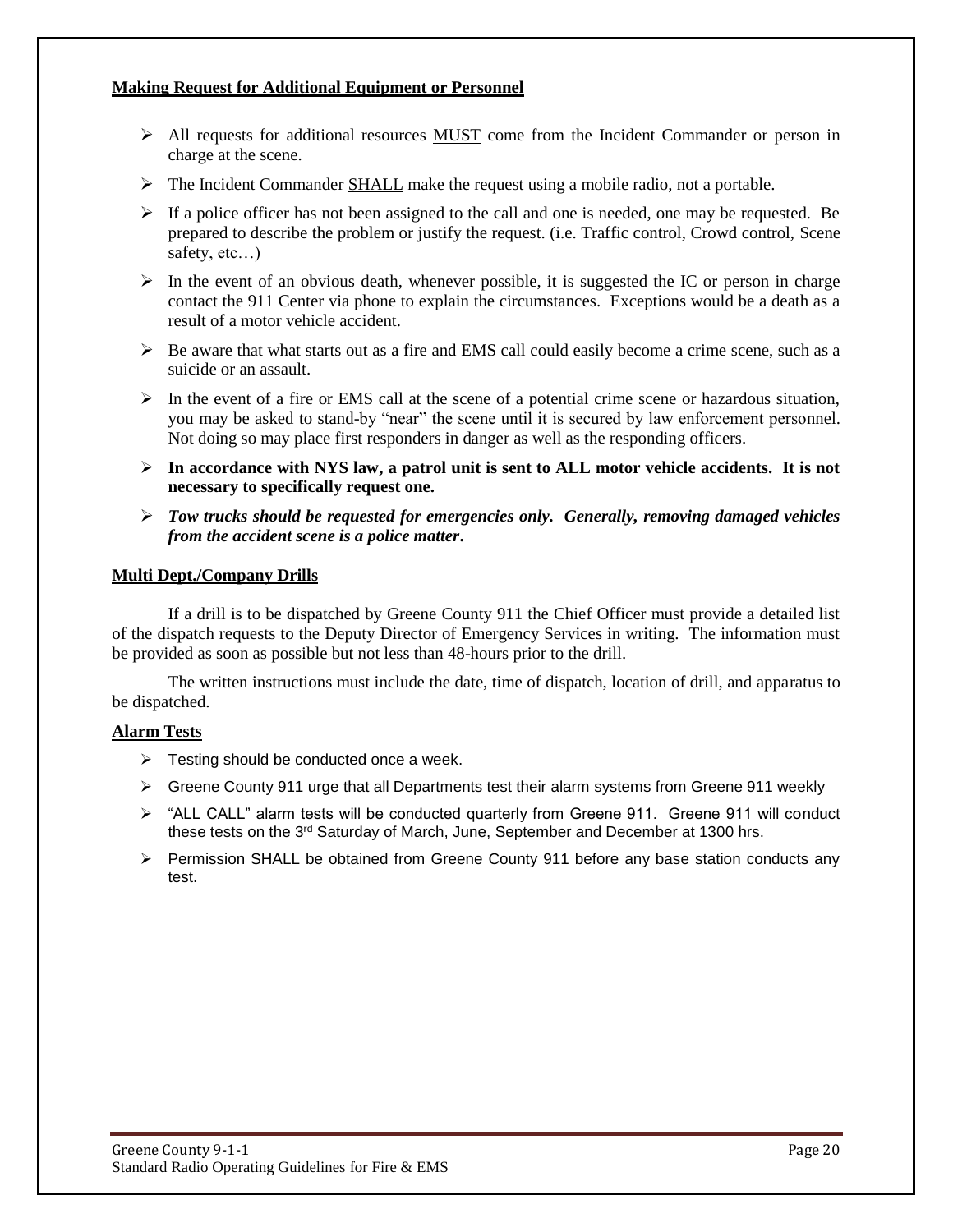## Making Request for Additional Equipment or Personnel

- All requests for additional resources MUST come from the Incident Commander or person in charge at the scene.
- The Incident Commander SHALL make the request using a mobile radio, not a portable.
- If a police officer has not been assigned to the call and one is needed, one may be requested. Be prepared to describe the problem or justify the request. (i.e. Traffic control, Crowd control, Scene safety, etc…)
- In the event of an obvious death, whenever possible, it is suggested the IC or person in charge contact the 911 Center via phone to explain the circumstances. Exceptions would be a death as a result of a motor vehicle accident.
- Be aware that what starts out as a fire and EMS call could easily become a crime scene, such as a suicide or an assault.
- In the event of a fire or EMS call at the scene of a potential crime scene or hazardous situation, you may be asked to stand-by "near" the scene until it is secured by law enforcement personnel. Not doing so may place first responders in danger as well as the responding officers.
- **In accordance with NYS law, a patrol unit is sent to ALL motor vehicle accidents. It is not necessary to specifically request one.**
- ***Tow trucks should be requested for emergencies only. Generally, removing damaged vehicles from the accident scene is a police matter.***

## Multi Dept./Company Drills

If a drill is to be dispatched by Greene County 911 the Chief Officer must provide a detailed list of the dispatch requests to the Deputy Director of Emergency Services in writing. The information must be provided as soon as possible but not less than 48-hours prior to the drill.

The written instructions must include the date, time of dispatch, location of drill, and apparatus to be dispatched.

## Alarm Tests

- Testing should be conducted once a week.
- Greene County 911 urge that all Departments test their alarm systems from Greene 911 weekly
- "ALL CALL" alarm tests will be conducted quarterly from Greene 911. Greene 911 will conduct these tests on the 3rd Saturday of March, June, September and December at 1300 hrs.
- Permission SHALL be obtained from Greene County 911 before any base station conducts any test.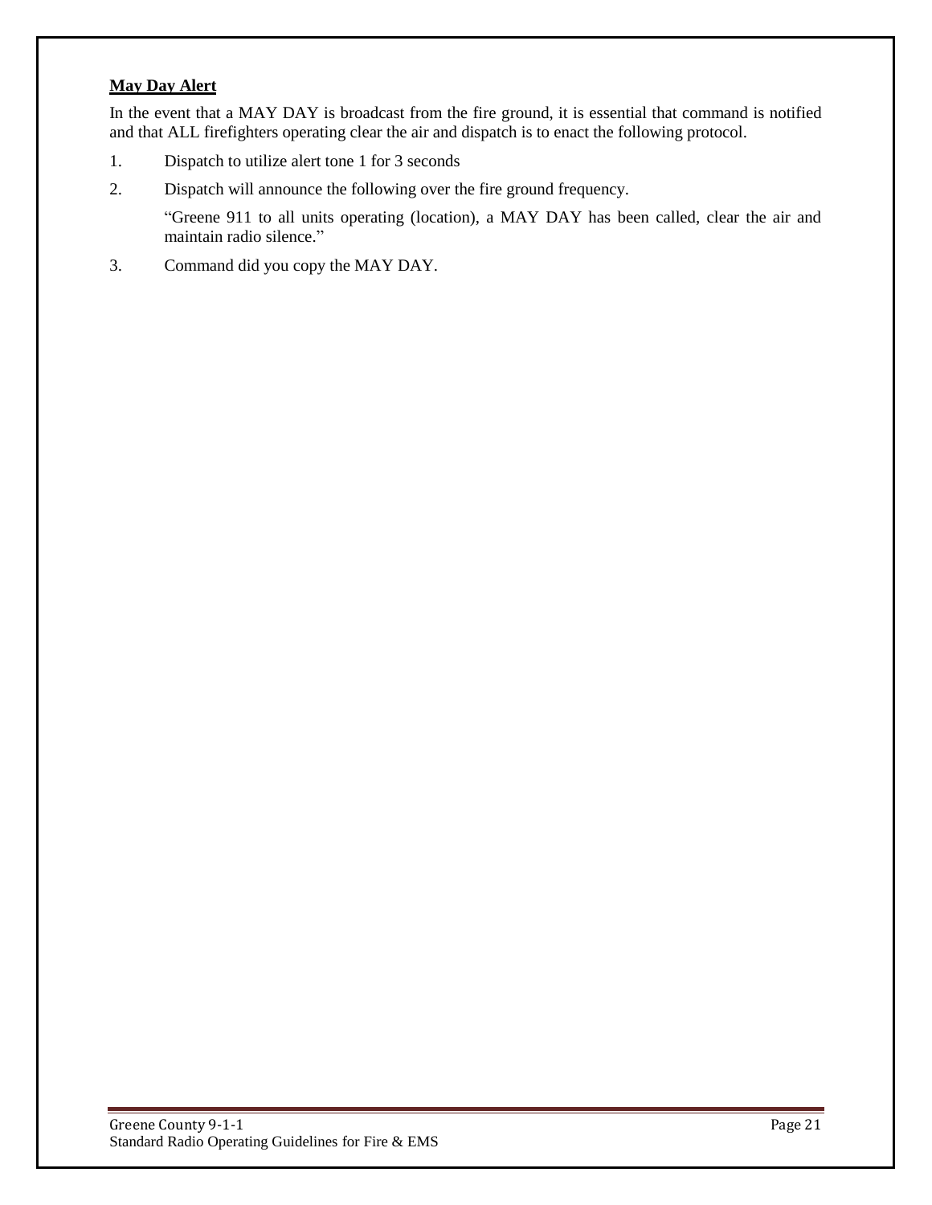**May Day Alert**

In the event that a MAY DAY is broadcast from the fire ground, it is essential that command is notified and that ALL firefighters operating clear the air and dispatch is to enact the following protocol.

1. Dispatch to utilize alert tone 1 for 3 seconds

2. Dispatch will announce the following over the fire ground frequency.

   "Greene 911 to all units operating (location), a MAY DAY has been called, clear the air and maintain radio silence."

3. Command did you copy the MAY DAY.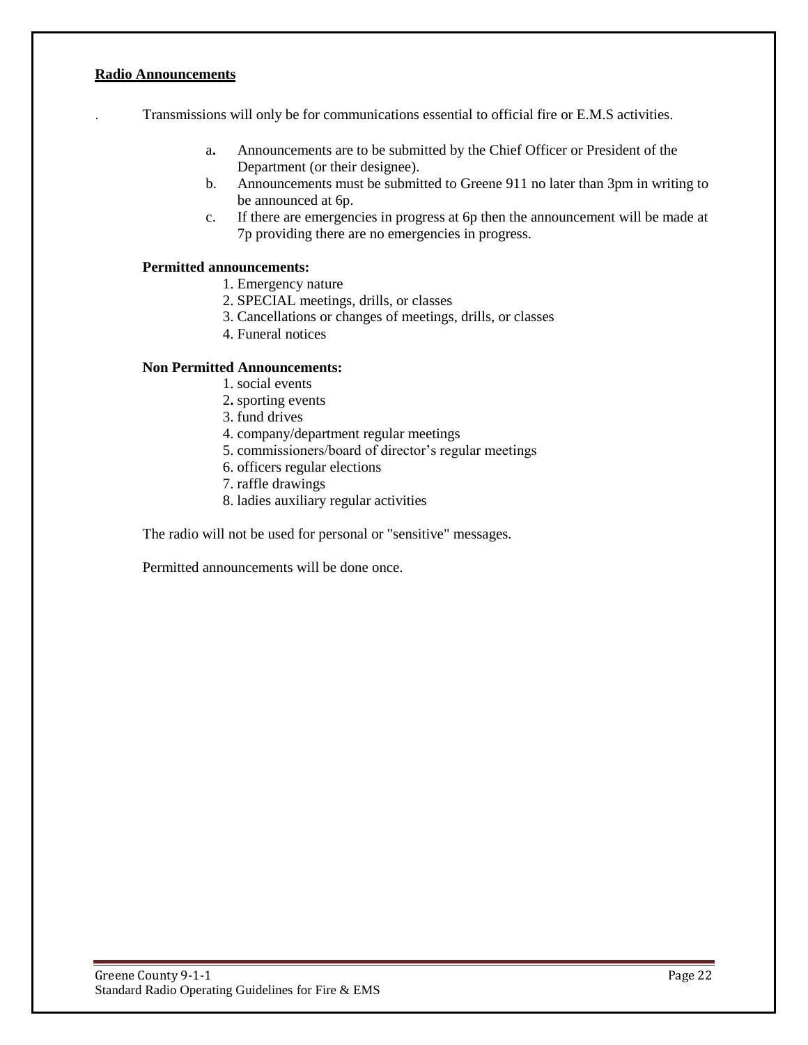## Radio Announcements

. Transmissions will only be for communications essential to official fire or E.M.S activities.

a. Announcements are to be submitted by the Chief Officer or President of the Department (or their designee).
b. Announcements must be submitted to Greene 911 no later than 3pm in writing to be announced at 6p.
c. If there are emergencies in progress at 6p then the announcement will be made at 7p providing there are no emergencies in progress.

**Permitted announcements:**

1. Emergency nature
2. SPECIAL meetings, drills, or classes
3. Cancellations or changes of meetings, drills, or classes
4. Funeral notices

**Non Permitted Announcements:**

1. social events
2. sporting events
3. fund drives
4. company/department regular meetings
5. commissioners/board of director's regular meetings
6. officers regular elections
7. raffle drawings
8. ladies auxiliary regular activities

The radio will not be used for personal or "sensitive" messages.

Permitted announcements will be done once.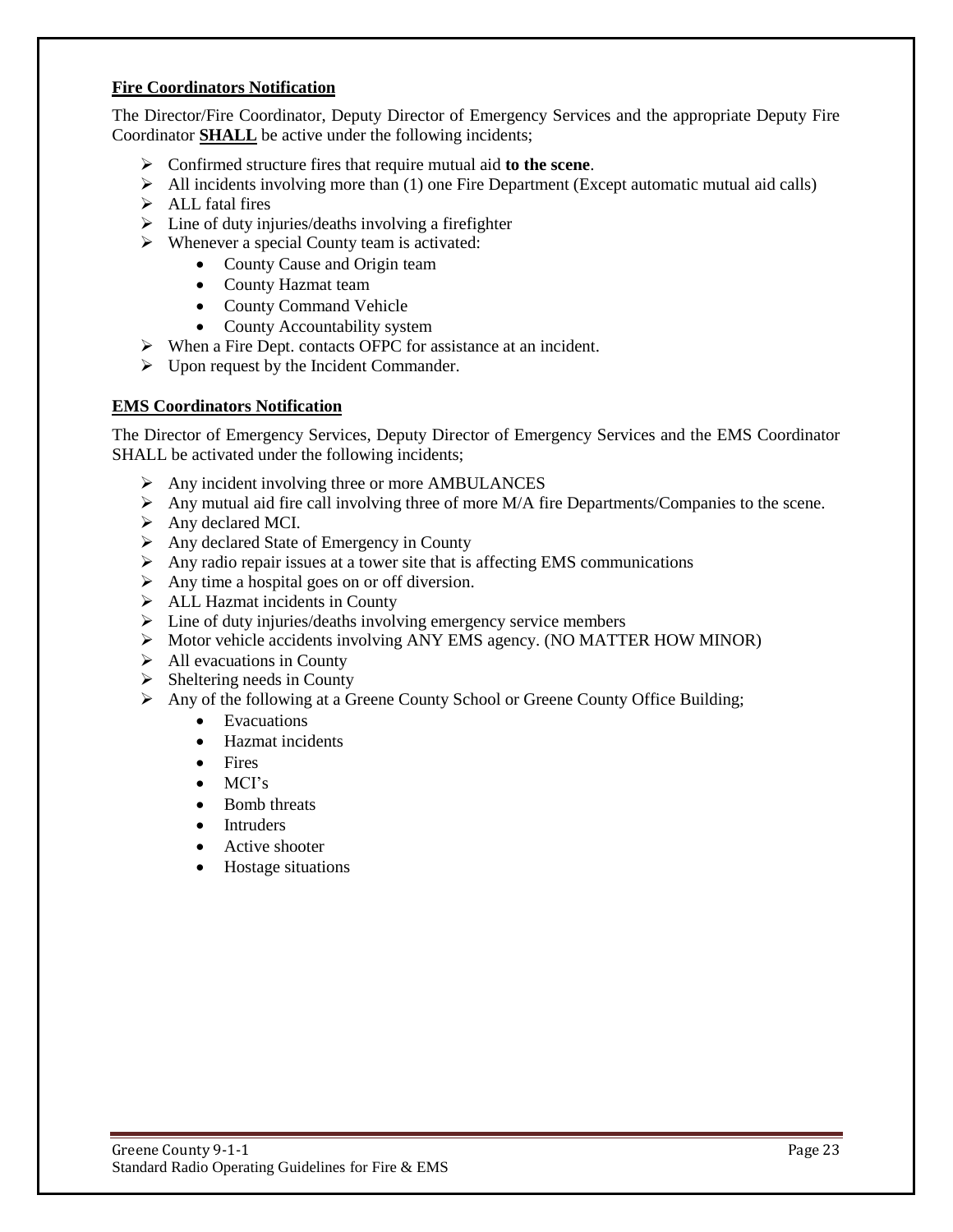**Fire Coordinators Notification**

The Director/Fire Coordinator, Deputy Director of Emergency Services and the appropriate Deputy Fire Coordinator **SHALL** be active under the following incidents;

- Confirmed structure fires that require mutual aid **to the scene**.
- All incidents involving more than (1) one Fire Department (Except automatic mutual aid calls)
- ALL fatal fires
- Line of duty injuries/deaths involving a firefighter
- Whenever a special County team is activated:
  - County Cause and Origin team
  - County Hazmat team
  - County Command Vehicle
  - County Accountability system
- When a Fire Dept. contacts OFPC for assistance at an incident.
- Upon request by the Incident Commander.

**EMS Coordinators Notification**

The Director of Emergency Services, Deputy Director of Emergency Services and the EMS Coordinator SHALL be activated under the following incidents;

- Any incident involving three or more AMBULANCES
- Any mutual aid fire call involving three of more M/A fire Departments/Companies to the scene.
- Any declared MCI.
- Any declared State of Emergency in County
- Any radio repair issues at a tower site that is affecting EMS communications
- Any time a hospital goes on or off diversion.
- ALL Hazmat incidents in County
- Line of duty injuries/deaths involving emergency service members
- Motor vehicle accidents involving ANY EMS agency. (NO MATTER HOW MINOR)
- All evacuations in County
- Sheltering needs in County
- Any of the following at a Greene County School or Greene County Office Building;
  - Evacuations
  - Hazmat incidents
  - Fires
  - MCI's
  - Bomb threats
  - Intruders
  - Active shooter
  - Hostage situations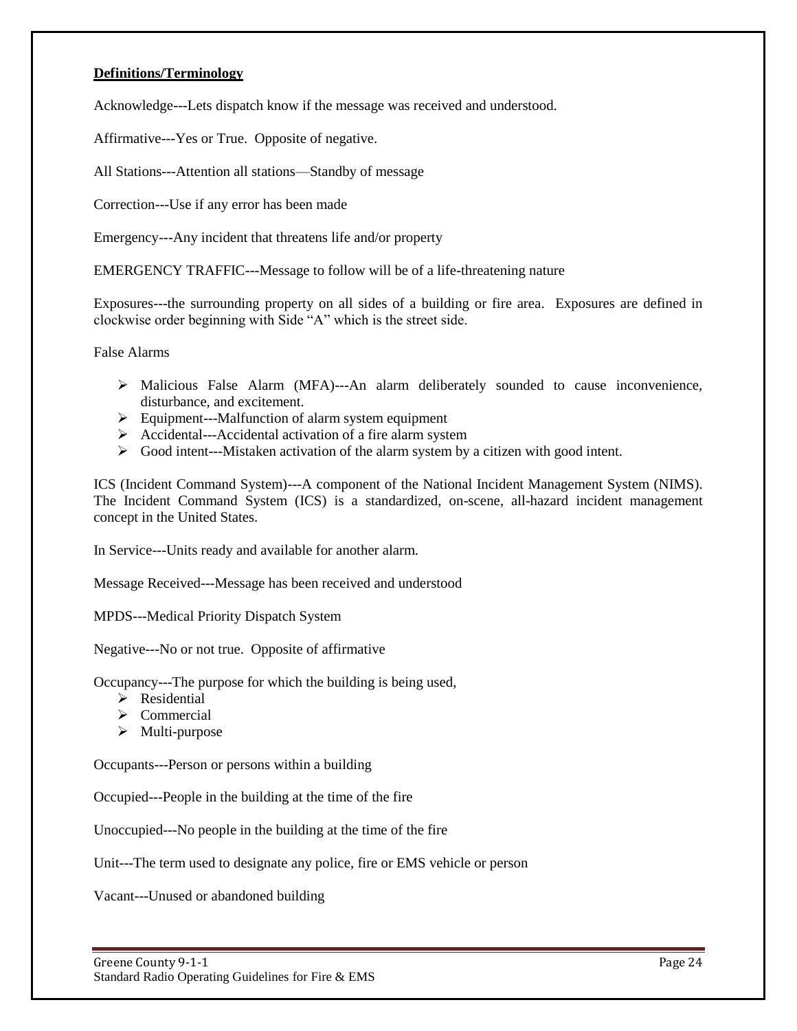**Definitions/Terminology**

Acknowledge---Lets dispatch know if the message was received and understood.

Affirmative---Yes or True. Opposite of negative.

All Stations---Attention all stations—Standby of message

Correction---Use if any error has been made

Emergency---Any incident that threatens life and/or property

EMERGENCY TRAFFIC---Message to follow will be of a life-threatening nature

Exposures---the surrounding property on all sides of a building or fire area. Exposures are defined in clockwise order beginning with Side "A" which is the street side.

False Alarms

- Malicious False Alarm (MFA)---An alarm deliberately sounded to cause inconvenience, disturbance, and excitement.
- Equipment---Malfunction of alarm system equipment
- Accidental---Accidental activation of a fire alarm system
- Good intent---Mistaken activation of the alarm system by a citizen with good intent.

ICS (Incident Command System)---A component of the National Incident Management System (NIMS). The Incident Command System (ICS) is a standardized, on-scene, all-hazard incident management concept in the United States.

In Service---Units ready and available for another alarm.

Message Received---Message has been received and understood

MPDS---Medical Priority Dispatch System

Negative---No or not true. Opposite of affirmative

Occupancy---The purpose for which the building is being used,

- Residential
- Commercial
- Multi-purpose

Occupants---Person or persons within a building

Occupied---People in the building at the time of the fire

Unoccupied---No people in the building at the time of the fire

Unit---The term used to designate any police, fire or EMS vehicle or person

Vacant---Unused or abandoned building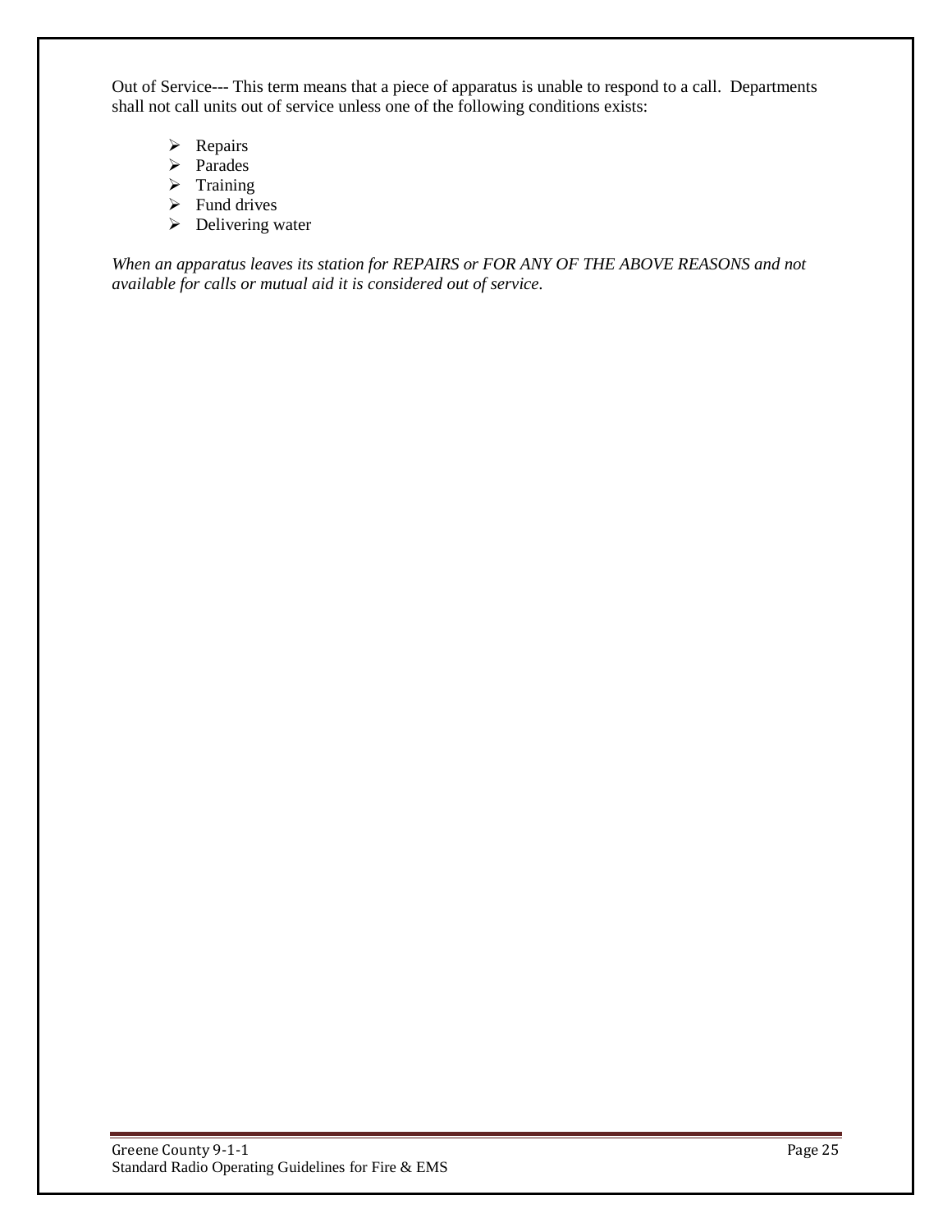Out of Service--- This term means that a piece of apparatus is unable to respond to a call. Departments shall not call units out of service unless one of the following conditions exists:

- Repairs
- Parades
- Training
- Fund drives
- Delivering water

*When an apparatus leaves its station for REPAIRS or FOR ANY OF THE ABOVE REASONS and not available for calls or mutual aid it is considered out of service.*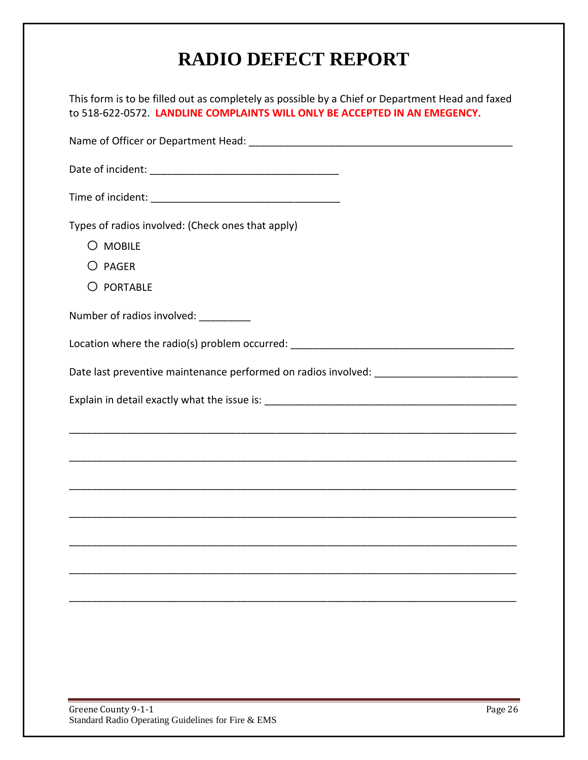# RADIO DEFECT REPORT

This form is to be filled out as completely as possible by a Chief or Department Head and faxed to 518-622-0572. **LANDLINE COMPLAINTS WILL ONLY BE ACCEPTED IN AN EMEGENCY.**

Name of Officer or Department Head: _______________________________________________

Date of incident: _________________________________

Time of incident: _________________________________

Types of radios involved: (Check ones that apply)

- ○ MOBILE
- ○ PAGER
- ○ PORTABLE

Number of radios involved: _________

Location where the radio(s) problem occurred: _______________________________________

Date last preventive maintenance performed on radios involved: ________________________

Explain in detail exactly what the issue is: ____________________________________________

________________________________________________________________________________

________________________________________________________________________________

________________________________________________________________________________

________________________________________________________________________________

________________________________________________________________________________

________________________________________________________________________________

________________________________________________________________________________